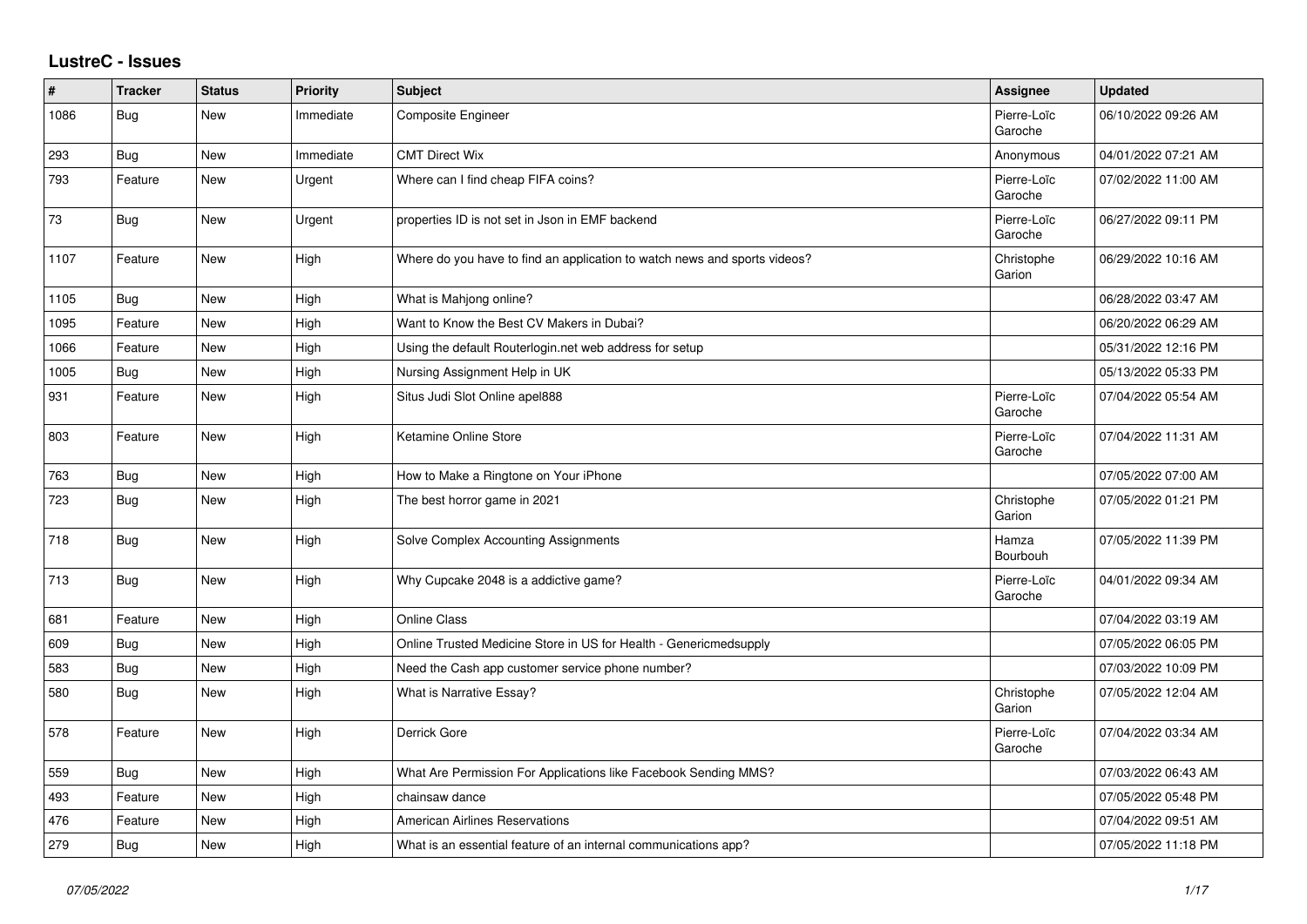# LustreC - Issues

| # | Tracker | Status | Priority | Subject | Assignee | Updated |
|---|---|---|---|---|---|---|
| 1086 | Bug | New | Immediate | Composite Engineer | Pierre-Loïc Garoche | 06/10/2022 09:26 AM |
| 293 | Bug | New | Immediate | CMT Direct Wix | Anonymous | 04/01/2022 07:21 AM |
| 793 | Feature | New | Urgent | Where can I find cheap FIFA coins? | Pierre-Loïc Garoche | 07/02/2022 11:00 AM |
| 73 | Bug | New | Urgent | properties ID is not set in Json in EMF backend | Pierre-Loïc Garoche | 06/27/2022 09:11 PM |
| 1107 | Feature | New | High | Where do you have to find an application to watch news and sports videos? | Christophe Garion | 06/29/2022 10:16 AM |
| 1105 | Bug | New | High | What is Mahjong online? | | 06/28/2022 03:47 AM |
| 1095 | Feature | New | High | Want to Know the Best CV Makers in Dubai? | | 06/20/2022 06:29 AM |
| 1066 | Feature | New | High | Using the default Routerlogin.net web address for setup | | 05/31/2022 12:16 PM |
| 1005 | Bug | New | High | Nursing Assignment Help in UK | | 05/13/2022 05:33 PM |
| 931 | Feature | New | High | Situs Judi Slot Online apel888 | Pierre-Loïc Garoche | 07/04/2022 05:54 AM |
| 803 | Feature | New | High | Ketamine Online Store | Pierre-Loïc Garoche | 07/04/2022 11:31 AM |
| 763 | Bug | New | High | How to Make a Ringtone on Your iPhone | | 07/05/2022 07:00 AM |
| 723 | Bug | New | High | The best horror game in 2021 | Christophe Garion | 07/05/2022 01:21 PM |
| 718 | Bug | New | High | Solve Complex Accounting Assignments | Hamza Bourbouh | 07/05/2022 11:39 PM |
| 713 | Bug | New | High | Why Cupcake 2048 is a addictive game? | Pierre-Loïc Garoche | 04/01/2022 09:34 AM |
| 681 | Feature | New | High | Online Class | | 07/04/2022 03:19 AM |
| 609 | Bug | New | High | Online Trusted Medicine Store in US for Health - Genericmedsupply | | 07/05/2022 06:05 PM |
| 583 | Bug | New | High | Need the Cash app customer service phone number? | | 07/03/2022 10:09 PM |
| 580 | Bug | New | High | What is Narrative Essay? | Christophe Garion | 07/05/2022 12:04 AM |
| 578 | Feature | New | High | Derrick Gore | Pierre-Loïc Garoche | 07/04/2022 03:34 AM |
| 559 | Bug | New | High | What Are Permission For Applications like Facebook Sending MMS? | | 07/03/2022 06:43 AM |
| 493 | Feature | New | High | chainsaw dance | | 07/05/2022 05:48 PM |
| 476 | Feature | New | High | American Airlines Reservations | | 07/04/2022 09:51 AM |
| 279 | Bug | New | High | What is an essential feature of an internal communications app? | | 07/05/2022 11:18 PM |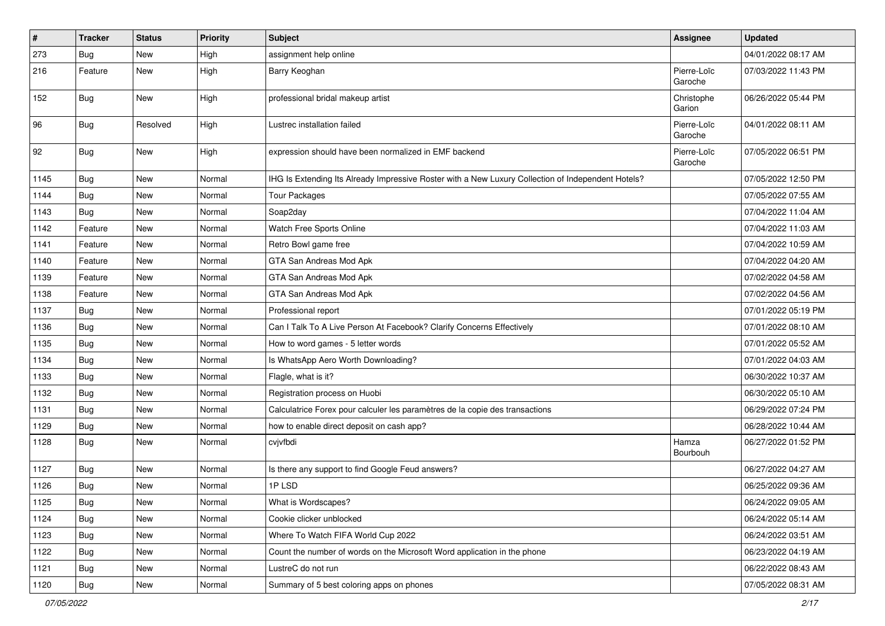| # | Tracker | Status | Priority | Subject | Assignee | Updated |
|---|---|---|---|---|---|---|
| 273 | Bug | New | High | assignment help online | | 04/01/2022 08:17 AM |
| 216 | Feature | New | High | Barry Keoghan | Pierre-Loïc Garoche | 07/03/2022 11:43 PM |
| 152 | Bug | New | High | professional bridal makeup artist | Christophe Garion | 06/26/2022 05:44 PM |
| 96 | Bug | Resolved | High | Lustrec installation failed | Pierre-Loïc Garoche | 04/01/2022 08:11 AM |
| 92 | Bug | New | High | expression should have been normalized in EMF backend | Pierre-Loïc Garoche | 07/05/2022 06:51 PM |
| 1145 | Bug | New | Normal | IHG Is Extending Its Already Impressive Roster with a New Luxury Collection of Independent Hotels? | | 07/05/2022 12:50 PM |
| 1144 | Bug | New | Normal | Tour Packages | | 07/05/2022 07:55 AM |
| 1143 | Bug | New | Normal | Soap2day | | 07/04/2022 11:04 AM |
| 1142 | Feature | New | Normal | Watch Free Sports Online | | 07/04/2022 11:03 AM |
| 1141 | Feature | New | Normal | Retro Bowl game free | | 07/04/2022 10:59 AM |
| 1140 | Feature | New | Normal | GTA San Andreas Mod Apk | | 07/04/2022 04:20 AM |
| 1139 | Feature | New | Normal | GTA San Andreas Mod Apk | | 07/02/2022 04:58 AM |
| 1138 | Feature | New | Normal | GTA San Andreas Mod Apk | | 07/02/2022 04:56 AM |
| 1137 | Bug | New | Normal | Professional report | | 07/01/2022 05:19 PM |
| 1136 | Bug | New | Normal | Can I Talk To A Live Person At Facebook? Clarify Concerns Effectively | | 07/01/2022 08:10 AM |
| 1135 | Bug | New | Normal | How to word games - 5 letter words | | 07/01/2022 05:52 AM |
| 1134 | Bug | New | Normal | Is WhatsApp Aero Worth Downloading? | | 07/01/2022 04:03 AM |
| 1133 | Bug | New | Normal | Flagle, what is it? | | 06/30/2022 10:37 AM |
| 1132 | Bug | New | Normal | Registration process on Huobi | | 06/30/2022 05:10 AM |
| 1131 | Bug | New | Normal | Calculatrice Forex pour calculer les paramètres de la copie des transactions | | 06/29/2022 07:24 PM |
| 1129 | Bug | New | Normal | how to enable direct deposit on cash app? | | 06/28/2022 10:44 AM |
| 1128 | Bug | New | Normal | cvjvfbdi | Hamza Bourbouh | 06/27/2022 01:52 PM |
| 1127 | Bug | New | Normal | Is there any support to find Google Feud answers? | | 06/27/2022 04:27 AM |
| 1126 | Bug | New | Normal | 1P LSD | | 06/25/2022 09:36 AM |
| 1125 | Bug | New | Normal | What is Wordscapes? | | 06/24/2022 09:05 AM |
| 1124 | Bug | New | Normal | Cookie clicker unblocked | | 06/24/2022 05:14 AM |
| 1123 | Bug | New | Normal | Where To Watch FIFA World Cup 2022 | | 06/24/2022 03:51 AM |
| 1122 | Bug | New | Normal | Count the number of words on the Microsoft Word application in the phone | | 06/23/2022 04:19 AM |
| 1121 | Bug | New | Normal | LustreC do not run | | 06/22/2022 08:43 AM |
| 1120 | Bug | New | Normal | Summary of 5 best coloring apps on phones | | 07/05/2022 08:31 AM |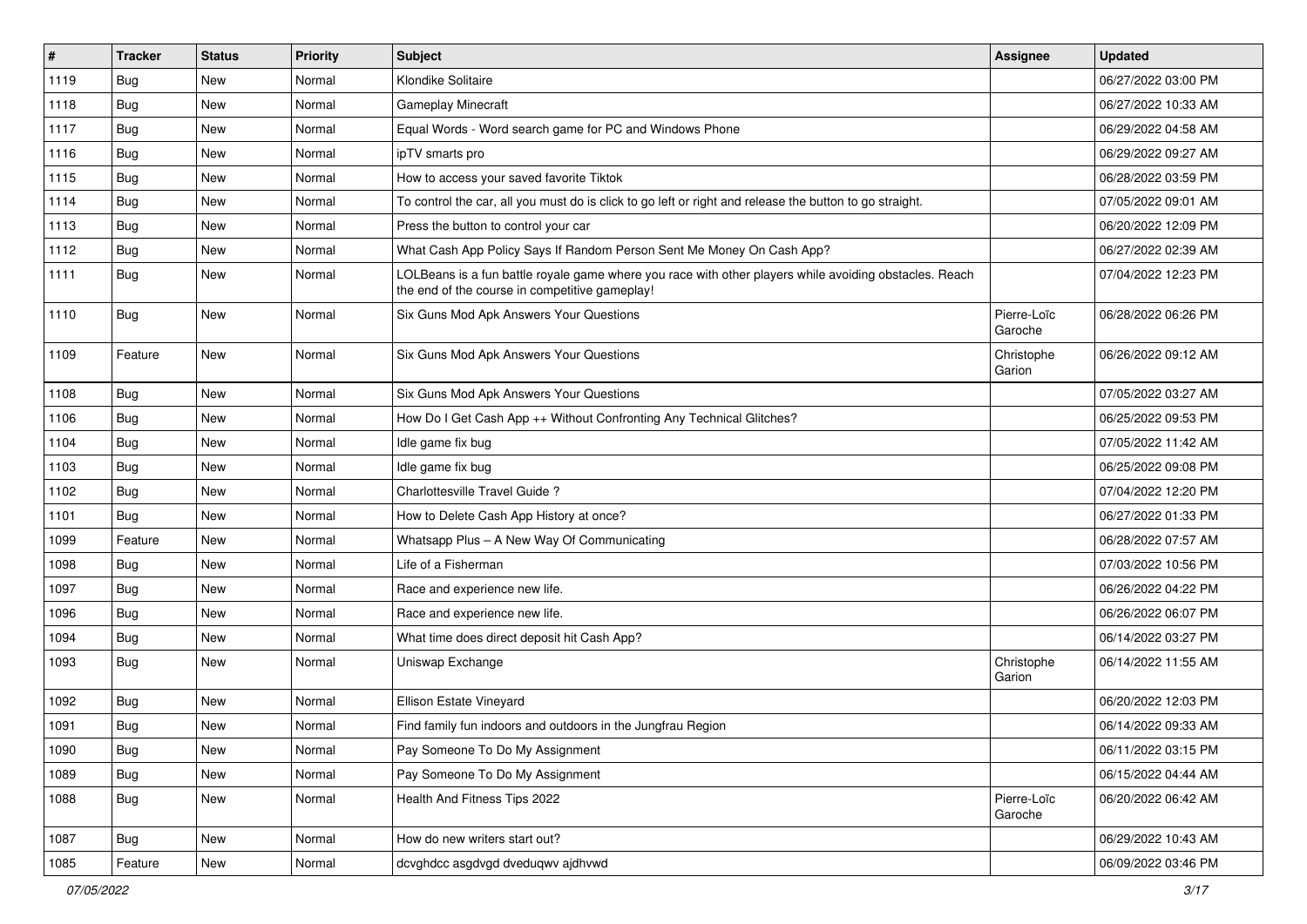| # | Tracker | Status | Priority | Subject | Assignee | Updated |
|---|---|---|---|---|---|---|
| 1119 | Bug | New | Normal | Klondike Solitaire | | 06/27/2022 03:00 PM |
| 1118 | Bug | New | Normal | Gameplay Minecraft | | 06/27/2022 10:33 AM |
| 1117 | Bug | New | Normal | Equal Words - Word search game for PC and Windows Phone | | 06/29/2022 04:58 AM |
| 1116 | Bug | New | Normal | ipTV smarts pro | | 06/29/2022 09:27 AM |
| 1115 | Bug | New | Normal | How to access your saved favorite Tiktok | | 06/28/2022 03:59 PM |
| 1114 | Bug | New | Normal | To control the car, all you must do is click to go left or right and release the button to go straight. | | 07/05/2022 09:01 AM |
| 1113 | Bug | New | Normal | Press the button to control your car | | 06/20/2022 12:09 PM |
| 1112 | Bug | New | Normal | What Cash App Policy Says If Random Person Sent Me Money On Cash App? | | 06/27/2022 02:39 AM |
| 1111 | Bug | New | Normal | LOLBeans is a fun battle royale game where you race with other players while avoiding obstacles. Reach the end of the course in competitive gameplay! | | 07/04/2022 12:23 PM |
| 1110 | Bug | New | Normal | Six Guns Mod Apk Answers Your Questions | Pierre-Loïc Garoche | 06/28/2022 06:26 PM |
| 1109 | Feature | New | Normal | Six Guns Mod Apk Answers Your Questions | Christophe Garion | 06/26/2022 09:12 AM |
| 1108 | Bug | New | Normal | Six Guns Mod Apk Answers Your Questions | | 07/05/2022 03:27 AM |
| 1106 | Bug | New | Normal | How Do I Get Cash App ++ Without Confronting Any Technical Glitches? | | 06/25/2022 09:53 PM |
| 1104 | Bug | New | Normal | Idle game fix bug | | 07/05/2022 11:42 AM |
| 1103 | Bug | New | Normal | Idle game fix bug | | 06/25/2022 09:08 PM |
| 1102 | Bug | New | Normal | Charlottesville Travel Guide ? | | 07/04/2022 12:20 PM |
| 1101 | Bug | New | Normal | How to Delete Cash App History at once? | | 06/27/2022 01:33 PM |
| 1099 | Feature | New | Normal | Whatsapp Plus – A New Way Of Communicating | | 06/28/2022 07:57 AM |
| 1098 | Bug | New | Normal | Life of a Fisherman | | 07/03/2022 10:56 PM |
| 1097 | Bug | New | Normal | Race and experience new life. | | 06/26/2022 04:22 PM |
| 1096 | Bug | New | Normal | Race and experience new life. | | 06/26/2022 06:07 PM |
| 1094 | Bug | New | Normal | What time does direct deposit hit Cash App? | | 06/14/2022 03:27 PM |
| 1093 | Bug | New | Normal | Uniswap Exchange | Christophe Garion | 06/14/2022 11:55 AM |
| 1092 | Bug | New | Normal | Ellison Estate Vineyard | | 06/20/2022 12:03 PM |
| 1091 | Bug | New | Normal | Find family fun indoors and outdoors in the Jungfrau Region | | 06/14/2022 09:33 AM |
| 1090 | Bug | New | Normal | Pay Someone To Do My Assignment | | 06/11/2022 03:15 PM |
| 1089 | Bug | New | Normal | Pay Someone To Do My Assignment | | 06/15/2022 04:44 AM |
| 1088 | Bug | New | Normal | Health And Fitness Tips 2022 | Pierre-Loïc Garoche | 06/20/2022 06:42 AM |
| 1087 | Bug | New | Normal | How do new writers start out? | | 06/29/2022 10:43 AM |
| 1085 | Feature | New | Normal | dcvghdcc asgdvgd dveduqwv ajdhvwd | | 06/09/2022 03:46 PM |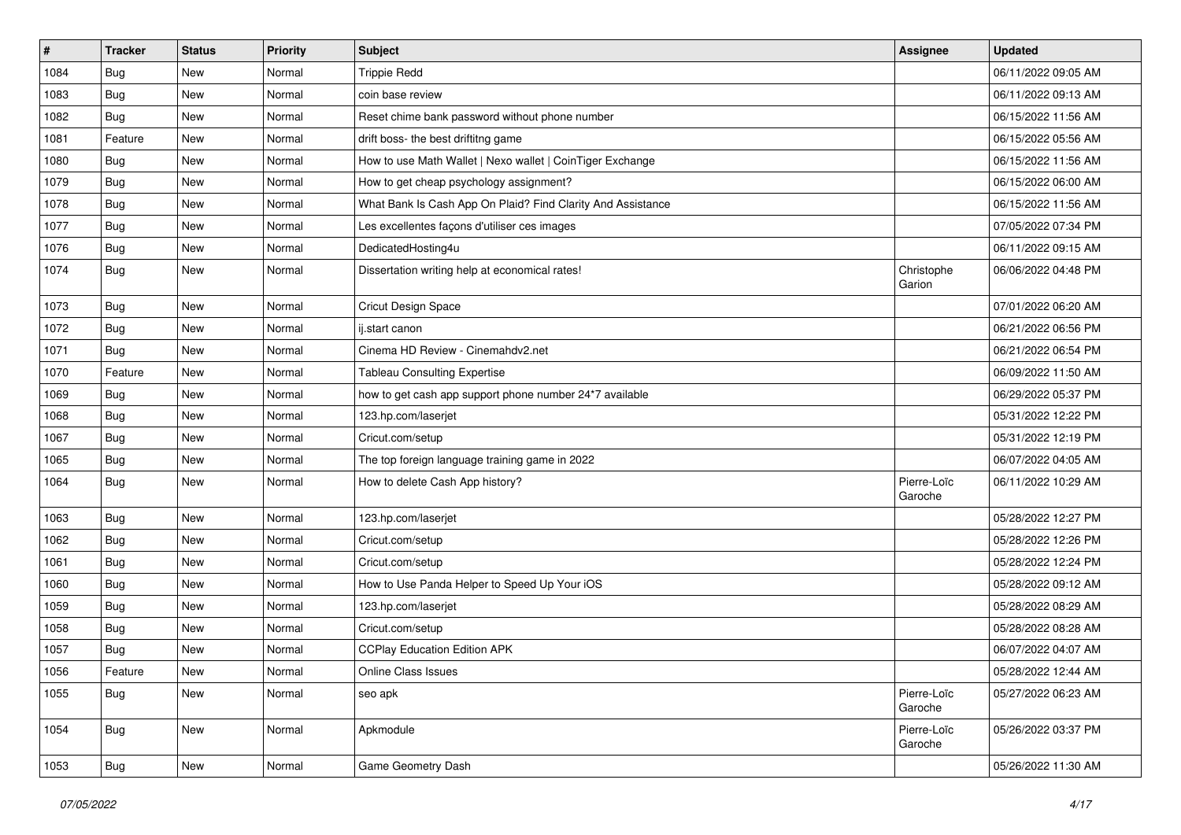| # | Tracker | Status | Priority | Subject | Assignee | Updated |
|---|---|---|---|---|---|---|
| 1084 | Bug | New | Normal | Trippie Redd | | 06/11/2022 09:05 AM |
| 1083 | Bug | New | Normal | coin base review | | 06/11/2022 09:13 AM |
| 1082 | Bug | New | Normal | Reset chime bank password without phone number | | 06/15/2022 11:56 AM |
| 1081 | Feature | New | Normal | drift boss- the best driftitng game | | 06/15/2022 05:56 AM |
| 1080 | Bug | New | Normal | How to use Math Wallet \| Nexo wallet \| CoinTiger Exchange | | 06/15/2022 11:56 AM |
| 1079 | Bug | New | Normal | How to get cheap psychology assignment? | | 06/15/2022 06:00 AM |
| 1078 | Bug | New | Normal | What Bank Is Cash App On Plaid? Find Clarity And Assistance | | 06/15/2022 11:56 AM |
| 1077 | Bug | New | Normal | Les excellentes façons d'utiliser ces images | | 07/05/2022 07:34 PM |
| 1076 | Bug | New | Normal | DedicatedHosting4u | | 06/11/2022 09:15 AM |
| 1074 | Bug | New | Normal | Dissertation writing help at economical rates! | Christophe Garion | 06/06/2022 04:48 PM |
| 1073 | Bug | New | Normal | Cricut Design Space | | 07/01/2022 06:20 AM |
| 1072 | Bug | New | Normal | ij.start canon | | 06/21/2022 06:56 PM |
| 1071 | Bug | New | Normal | Cinema HD Review - Cinemahdv2.net | | 06/21/2022 06:54 PM |
| 1070 | Feature | New | Normal | Tableau Consulting Expertise | | 06/09/2022 11:50 AM |
| 1069 | Bug | New | Normal | how to get cash app support phone number 24*7 available | | 06/29/2022 05:37 PM |
| 1068 | Bug | New | Normal | 123.hp.com/laserjet | | 05/31/2022 12:22 PM |
| 1067 | Bug | New | Normal | Cricut.com/setup | | 05/31/2022 12:19 PM |
| 1065 | Bug | New | Normal | The top foreign language training game in 2022 | | 06/07/2022 04:05 AM |
| 1064 | Bug | New | Normal | How to delete Cash App history? | Pierre-Loïc Garoche | 06/11/2022 10:29 AM |
| 1063 | Bug | New | Normal | 123.hp.com/laserjet | | 05/28/2022 12:27 PM |
| 1062 | Bug | New | Normal | Cricut.com/setup | | 05/28/2022 12:26 PM |
| 1061 | Bug | New | Normal | Cricut.com/setup | | 05/28/2022 12:24 PM |
| 1060 | Bug | New | Normal | How to Use Panda Helper to Speed Up Your iOS | | 05/28/2022 09:12 AM |
| 1059 | Bug | New | Normal | 123.hp.com/laserjet | | 05/28/2022 08:29 AM |
| 1058 | Bug | New | Normal | Cricut.com/setup | | 05/28/2022 08:28 AM |
| 1057 | Bug | New | Normal | CCPlay Education Edition APK | | 06/07/2022 04:07 AM |
| 1056 | Feature | New | Normal | Online Class Issues | | 05/28/2022 12:44 AM |
| 1055 | Bug | New | Normal | seo apk | Pierre-Loïc Garoche | 05/27/2022 06:23 AM |
| 1054 | Bug | New | Normal | Apkmodule | Pierre-Loïc Garoche | 05/26/2022 03:37 PM |
| 1053 | Bug | New | Normal | Game Geometry Dash | | 05/26/2022 11:30 AM |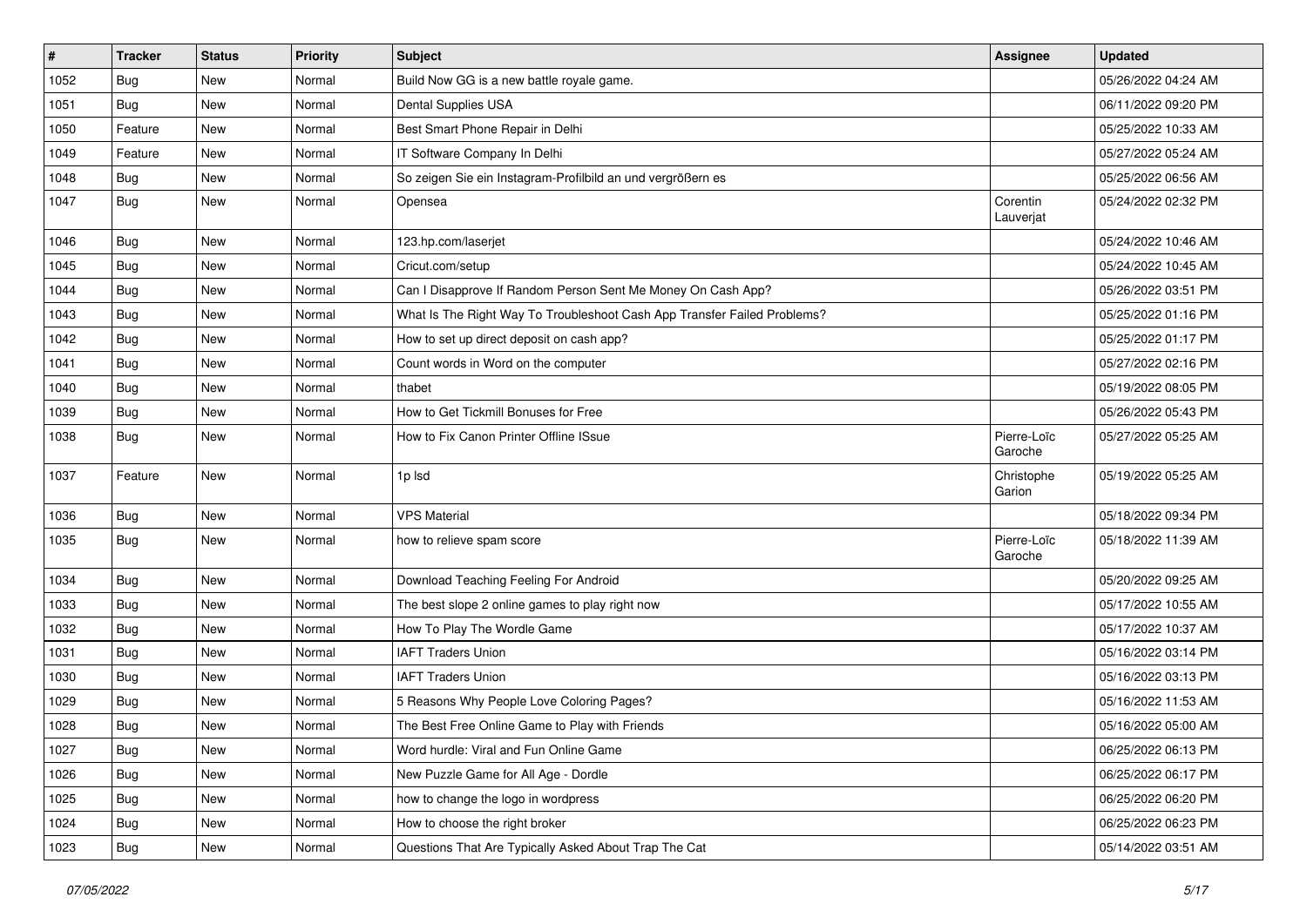| # | Tracker | Status | Priority | Subject | Assignee | Updated |
| --- | --- | --- | --- | --- | --- | --- |
| 1052 | Bug | New | Normal | Build Now GG is a new battle royale game. | | 05/26/2022 04:24 AM |
| 1051 | Bug | New | Normal | Dental Supplies USA | | 06/11/2022 09:20 PM |
| 1050 | Feature | New | Normal | Best Smart Phone Repair in Delhi | | 05/25/2022 10:33 AM |
| 1049 | Feature | New | Normal | IT Software Company In Delhi | | 05/27/2022 05:24 AM |
| 1048 | Bug | New | Normal | So zeigen Sie ein Instagram-Profilbild an und vergrößern es | | 05/25/2022 06:56 AM |
| 1047 | Bug | New | Normal | Opensea | Corentin Lauverjat | 05/24/2022 02:32 PM |
| 1046 | Bug | New | Normal | 123.hp.com/laserjet | | 05/24/2022 10:46 AM |
| 1045 | Bug | New | Normal | Cricut.com/setup | | 05/24/2022 10:45 AM |
| 1044 | Bug | New | Normal | Can I Disapprove If Random Person Sent Me Money On Cash App? | | 05/26/2022 03:51 PM |
| 1043 | Bug | New | Normal | What Is The Right Way To Troubleshoot Cash App Transfer Failed Problems? | | 05/25/2022 01:16 PM |
| 1042 | Bug | New | Normal | How to set up direct deposit on cash app? | | 05/25/2022 01:17 PM |
| 1041 | Bug | New | Normal | Count words in Word on the computer | | 05/27/2022 02:16 PM |
| 1040 | Bug | New | Normal | thabet | | 05/19/2022 08:05 PM |
| 1039 | Bug | New | Normal | How to Get Tickmill Bonuses for Free | | 05/26/2022 05:43 PM |
| 1038 | Bug | New | Normal | How to Fix Canon Printer Offline ISsue | Pierre-Loïc Garoche | 05/27/2022 05:25 AM |
| 1037 | Feature | New | Normal | 1p lsd | Christophe Garion | 05/19/2022 05:25 AM |
| 1036 | Bug | New | Normal | VPS Material | | 05/18/2022 09:34 PM |
| 1035 | Bug | New | Normal | how to relieve spam score | Pierre-Loïc Garoche | 05/18/2022 11:39 AM |
| 1034 | Bug | New | Normal | Download Teaching Feeling For Android | | 05/20/2022 09:25 AM |
| 1033 | Bug | New | Normal | The best slope 2 online games to play right now | | 05/17/2022 10:55 AM |
| 1032 | Bug | New | Normal | How To Play The Wordle Game | | 05/17/2022 10:37 AM |
| 1031 | Bug | New | Normal | IAFT Traders Union | | 05/16/2022 03:14 PM |
| 1030 | Bug | New | Normal | IAFT Traders Union | | 05/16/2022 03:13 PM |
| 1029 | Bug | New | Normal | 5 Reasons Why People Love Coloring Pages? | | 05/16/2022 11:53 AM |
| 1028 | Bug | New | Normal | The Best Free Online Game to Play with Friends | | 05/16/2022 05:00 AM |
| 1027 | Bug | New | Normal | Word hurdle: Viral and Fun Online Game | | 06/25/2022 06:13 PM |
| 1026 | Bug | New | Normal | New Puzzle Game for All Age - Dordle | | 06/25/2022 06:17 PM |
| 1025 | Bug | New | Normal | how to change the logo in wordpress | | 06/25/2022 06:20 PM |
| 1024 | Bug | New | Normal | How to choose the right broker | | 06/25/2022 06:23 PM |
| 1023 | Bug | New | Normal | Questions That Are Typically Asked About Trap The Cat | | 05/14/2022 03:51 AM |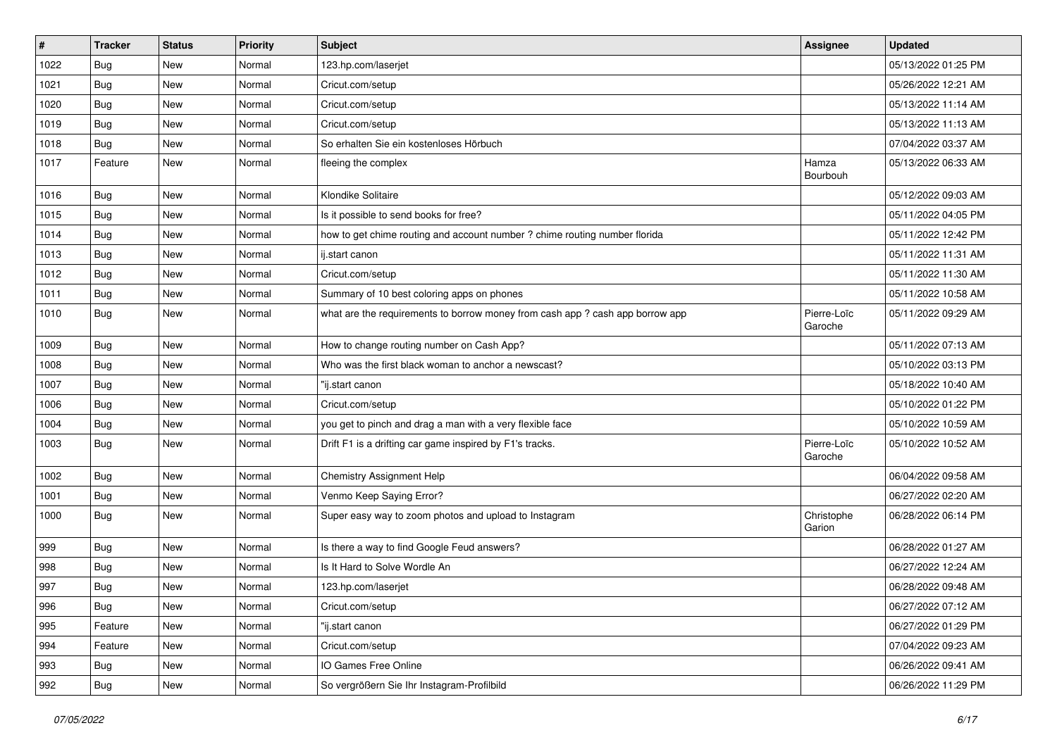| # | Tracker | Status | Priority | Subject | Assignee | Updated |
|---|---|---|---|---|---|---|
| 1022 | Bug | New | Normal | 123.hp.com/laserjet | | 05/13/2022 01:25 PM |
| 1021 | Bug | New | Normal | Cricut.com/setup | | 05/26/2022 12:21 AM |
| 1020 | Bug | New | Normal | Cricut.com/setup | | 05/13/2022 11:14 AM |
| 1019 | Bug | New | Normal | Cricut.com/setup | | 05/13/2022 11:13 AM |
| 1018 | Bug | New | Normal | So erhalten Sie ein kostenloses Hörbuch | | 07/04/2022 03:37 AM |
| 1017 | Feature | New | Normal | fleeing the complex | Hamza Bourbouh | 05/13/2022 06:33 AM |
| 1016 | Bug | New | Normal | Klondike Solitaire | | 05/12/2022 09:03 AM |
| 1015 | Bug | New | Normal | Is it possible to send books for free? | | 05/11/2022 04:05 PM |
| 1014 | Bug | New | Normal | how to get chime routing and account number ? chime routing number florida | | 05/11/2022 12:42 PM |
| 1013 | Bug | New | Normal | ij.start canon | | 05/11/2022 11:31 AM |
| 1012 | Bug | New | Normal | Cricut.com/setup | | 05/11/2022 11:30 AM |
| 1011 | Bug | New | Normal | Summary of 10 best coloring apps on phones | | 05/11/2022 10:58 AM |
| 1010 | Bug | New | Normal | what are the requirements to borrow money from cash app ? cash app borrow app | Pierre-Loïc Garoche | 05/11/2022 09:29 AM |
| 1009 | Bug | New | Normal | How to change routing number on Cash App? | | 05/11/2022 07:13 AM |
| 1008 | Bug | New | Normal | Who was the first black woman to anchor a newscast? | | 05/10/2022 03:13 PM |
| 1007 | Bug | New | Normal | "ij.start canon | | 05/18/2022 10:40 AM |
| 1006 | Bug | New | Normal | Cricut.com/setup | | 05/10/2022 01:22 PM |
| 1004 | Bug | New | Normal | you get to pinch and drag a man with a very flexible face | | 05/10/2022 10:59 AM |
| 1003 | Bug | New | Normal | Drift F1 is a drifting car game inspired by F1's tracks. | Pierre-Loïc Garoche | 05/10/2022 10:52 AM |
| 1002 | Bug | New | Normal | Chemistry Assignment Help | | 06/04/2022 09:58 AM |
| 1001 | Bug | New | Normal | Venmo Keep Saying Error? | | 06/27/2022 02:20 AM |
| 1000 | Bug | New | Normal | Super easy way to zoom photos and upload to Instagram | Christophe Garion | 06/28/2022 06:14 PM |
| 999 | Bug | New | Normal | Is there a way to find Google Feud answers? | | 06/28/2022 01:27 AM |
| 998 | Bug | New | Normal | Is It Hard to Solve Wordle An | | 06/27/2022 12:24 AM |
| 997 | Bug | New | Normal | 123.hp.com/laserjet | | 06/28/2022 09:48 AM |
| 996 | Bug | New | Normal | Cricut.com/setup | | 06/27/2022 07:12 AM |
| 995 | Feature | New | Normal | "ij.start canon | | 06/27/2022 01:29 PM |
| 994 | Feature | New | Normal | Cricut.com/setup | | 07/04/2022 09:23 AM |
| 993 | Bug | New | Normal | IO Games Free Online | | 06/26/2022 09:41 AM |
| 992 | Bug | New | Normal | So vergrößern Sie Ihr Instagram-Profilbild | | 06/26/2022 11:29 PM |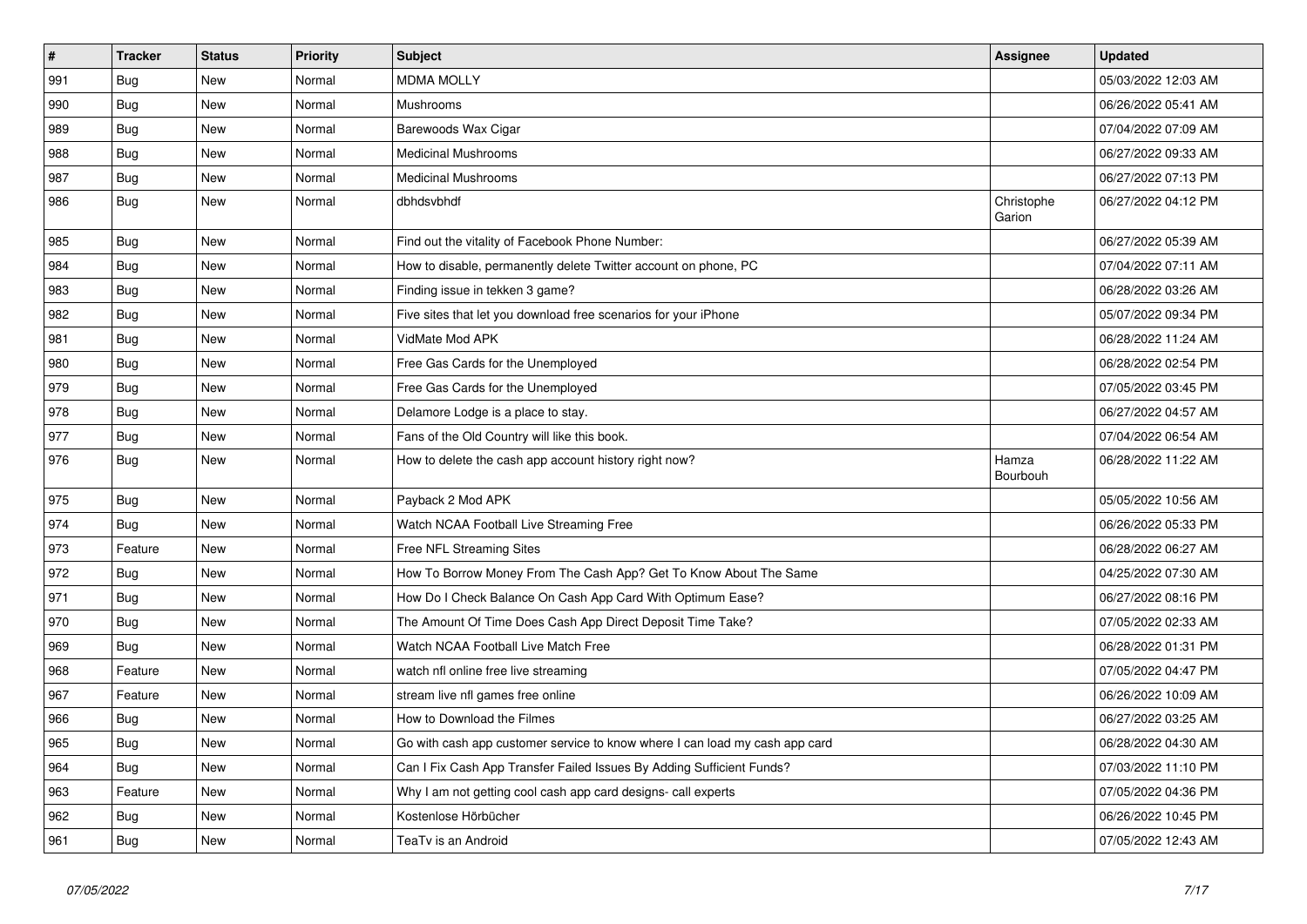| # | Tracker | Status | Priority | Subject | Assignee | Updated |
|---|---|---|---|---|---|---|
| 991 | Bug | New | Normal | MDMA MOLLY | | 05/03/2022 12:03 AM |
| 990 | Bug | New | Normal | Mushrooms | | 06/26/2022 05:41 AM |
| 989 | Bug | New | Normal | Barewoods Wax Cigar | | 07/04/2022 07:09 AM |
| 988 | Bug | New | Normal | Medicinal Mushrooms | | 06/27/2022 09:33 AM |
| 987 | Bug | New | Normal | Medicinal Mushrooms | | 06/27/2022 07:13 PM |
| 986 | Bug | New | Normal | dbhdsvbhdf | Christophe Garion | 06/27/2022 04:12 PM |
| 985 | Bug | New | Normal | Find out the vitality of Facebook Phone Number: | | 06/27/2022 05:39 AM |
| 984 | Bug | New | Normal | How to disable, permanently delete Twitter account on phone, PC | | 07/04/2022 07:11 AM |
| 983 | Bug | New | Normal | Finding issue in tekken 3 game? | | 06/28/2022 03:26 AM |
| 982 | Bug | New | Normal | Five sites that let you download free scenarios for your iPhone | | 05/07/2022 09:34 PM |
| 981 | Bug | New | Normal | VidMate Mod APK | | 06/28/2022 11:24 AM |
| 980 | Bug | New | Normal | Free Gas Cards for the Unemployed | | 06/28/2022 02:54 PM |
| 979 | Bug | New | Normal | Free Gas Cards for the Unemployed | | 07/05/2022 03:45 PM |
| 978 | Bug | New | Normal | Delamore Lodge is a place to stay. | | 06/27/2022 04:57 AM |
| 977 | Bug | New | Normal | Fans of the Old Country will like this book. | | 07/04/2022 06:54 AM |
| 976 | Bug | New | Normal | How to delete the cash app account history right now? | Hamza Bourbouh | 06/28/2022 11:22 AM |
| 975 | Bug | New | Normal | Payback 2 Mod APK | | 05/05/2022 10:56 AM |
| 974 | Bug | New | Normal | Watch NCAA Football Live Streaming Free | | 06/26/2022 05:33 PM |
| 973 | Feature | New | Normal | Free NFL Streaming Sites | | 06/28/2022 06:27 AM |
| 972 | Bug | New | Normal | How To Borrow Money From The Cash App? Get To Know About The Same | | 04/25/2022 07:30 AM |
| 971 | Bug | New | Normal | How Do I Check Balance On Cash App Card With Optimum Ease? | | 06/27/2022 08:16 PM |
| 970 | Bug | New | Normal | The Amount Of Time Does Cash App Direct Deposit Time Take? | | 07/05/2022 02:33 AM |
| 969 | Bug | New | Normal | Watch NCAA Football Live Match Free | | 06/28/2022 01:31 PM |
| 968 | Feature | New | Normal | watch nfl online free live streaming | | 07/05/2022 04:47 PM |
| 967 | Feature | New | Normal | stream live nfl games free online | | 06/26/2022 10:09 AM |
| 966 | Bug | New | Normal | How to Download the Filmes | | 06/27/2022 03:25 AM |
| 965 | Bug | New | Normal | Go with cash app customer service to know where I can load my cash app card | | 06/28/2022 04:30 AM |
| 964 | Bug | New | Normal | Can I Fix Cash App Transfer Failed Issues By Adding Sufficient Funds? | | 07/03/2022 11:10 PM |
| 963 | Feature | New | Normal | Why I am not getting cool cash app card designs- call experts | | 07/05/2022 04:36 PM |
| 962 | Bug | New | Normal | Kostenlose Hörbücher | | 06/26/2022 10:45 PM |
| 961 | Bug | New | Normal | TeaTv is an Android | | 07/05/2022 12:43 AM |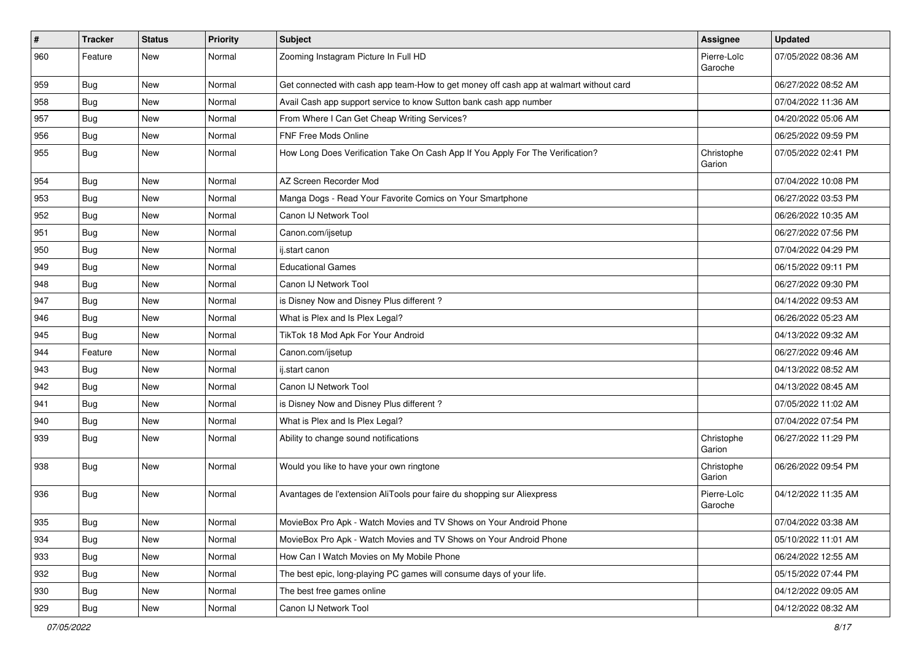| # | Tracker | Status | Priority | Subject | Assignee | Updated |
|---|---|---|---|---|---|---|
| 960 | Feature | New | Normal | Zooming Instagram Picture In Full HD | Pierre-Loïc Garoche | 07/05/2022 08:36 AM |
| 959 | Bug | New | Normal | Get connected with cash app team-How to get money off cash app at walmart without card | | 06/27/2022 08:52 AM |
| 958 | Bug | New | Normal | Avail Cash app support service to know Sutton bank cash app number | | 07/04/2022 11:36 AM |
| 957 | Bug | New | Normal | From Where I Can Get Cheap Writing Services? | | 04/20/2022 05:06 AM |
| 956 | Bug | New | Normal | FNF Free Mods Online | | 06/25/2022 09:59 PM |
| 955 | Bug | New | Normal | How Long Does Verification Take On Cash App If You Apply For The Verification? | Christophe Garion | 07/05/2022 02:41 PM |
| 954 | Bug | New | Normal | AZ Screen Recorder Mod | | 07/04/2022 10:08 PM |
| 953 | Bug | New | Normal | Manga Dogs - Read Your Favorite Comics on Your Smartphone | | 06/27/2022 03:53 PM |
| 952 | Bug | New | Normal | Canon IJ Network Tool | | 06/26/2022 10:35 AM |
| 951 | Bug | New | Normal | Canon.com/ijsetup | | 06/27/2022 07:56 PM |
| 950 | Bug | New | Normal | ij.start canon | | 07/04/2022 04:29 PM |
| 949 | Bug | New | Normal | Educational Games | | 06/15/2022 09:11 PM |
| 948 | Bug | New | Normal | Canon IJ Network Tool | | 06/27/2022 09:30 PM |
| 947 | Bug | New | Normal | is Disney Now and Disney Plus different ? | | 04/14/2022 09:53 AM |
| 946 | Bug | New | Normal | What is Plex and Is Plex Legal? | | 06/26/2022 05:23 AM |
| 945 | Bug | New | Normal | TikTok 18 Mod Apk For Your Android | | 04/13/2022 09:32 AM |
| 944 | Feature | New | Normal | Canon.com/ijsetup | | 06/27/2022 09:46 AM |
| 943 | Bug | New | Normal | ij.start canon | | 04/13/2022 08:52 AM |
| 942 | Bug | New | Normal | Canon IJ Network Tool | | 04/13/2022 08:45 AM |
| 941 | Bug | New | Normal | is Disney Now and Disney Plus different ? | | 07/05/2022 11:02 AM |
| 940 | Bug | New | Normal | What is Plex and Is Plex Legal? | | 07/04/2022 07:54 PM |
| 939 | Bug | New | Normal | Ability to change sound notifications | Christophe Garion | 06/27/2022 11:29 PM |
| 938 | Bug | New | Normal | Would you like to have your own ringtone | Christophe Garion | 06/26/2022 09:54 PM |
| 936 | Bug | New | Normal | Avantages de l'extension AliTools pour faire du shopping sur Aliexpress | Pierre-Loïc Garoche | 04/12/2022 11:35 AM |
| 935 | Bug | New | Normal | MovieBox Pro Apk - Watch Movies and TV Shows on Your Android Phone | | 07/04/2022 03:38 AM |
| 934 | Bug | New | Normal | MovieBox Pro Apk - Watch Movies and TV Shows on Your Android Phone | | 05/10/2022 11:01 AM |
| 933 | Bug | New | Normal | How Can I Watch Movies on My Mobile Phone | | 06/24/2022 12:55 AM |
| 932 | Bug | New | Normal | The best epic, long-playing PC games will consume days of your life. | | 05/15/2022 07:44 PM |
| 930 | Bug | New | Normal | The best free games online | | 04/12/2022 09:05 AM |
| 929 | Bug | New | Normal | Canon IJ Network Tool | | 04/12/2022 08:32 AM |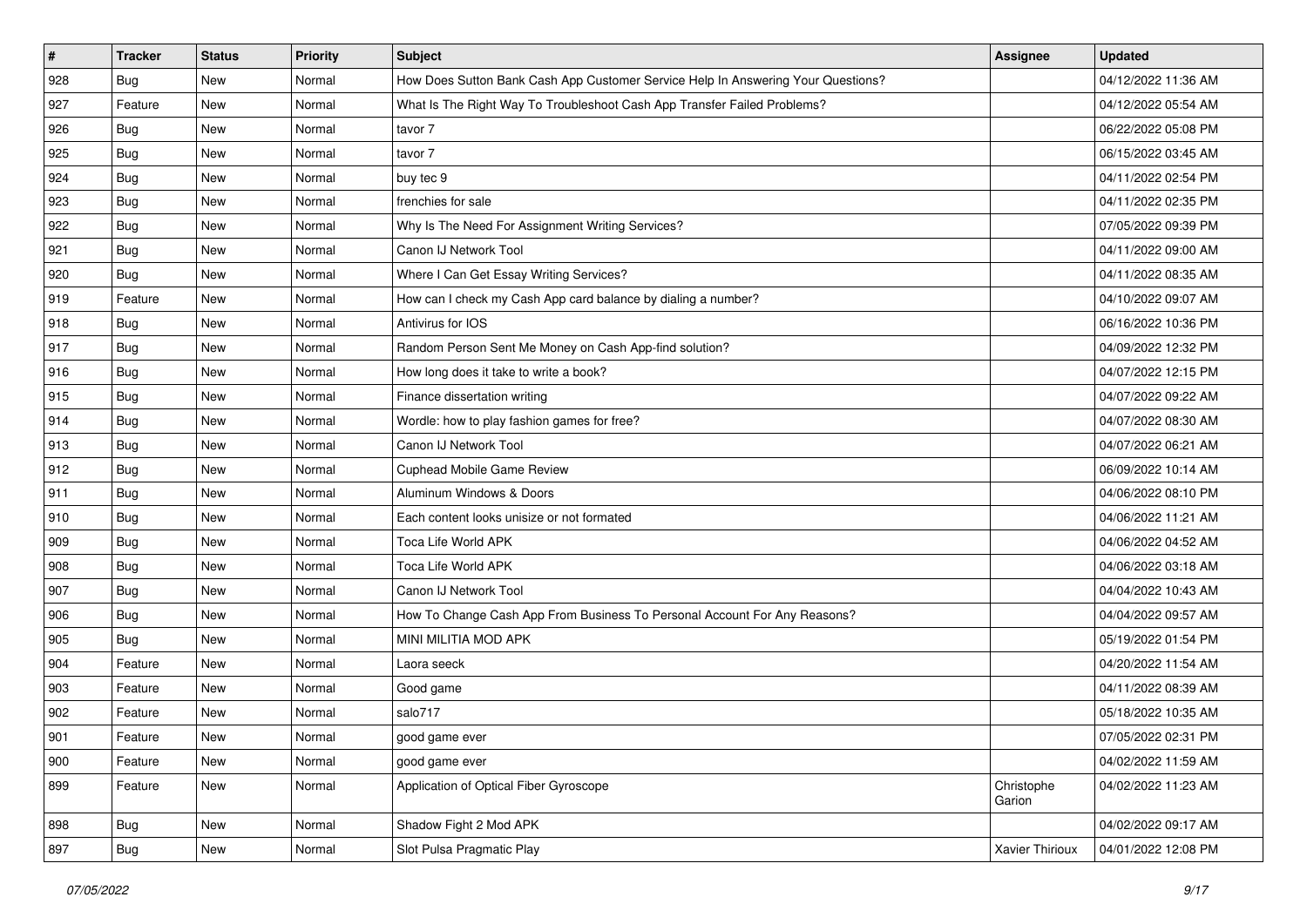| # | Tracker | Status | Priority | Subject | Assignee | Updated |
|---|---|---|---|---|---|---|
| 928 | Bug | New | Normal | How Does Sutton Bank Cash App Customer Service Help In Answering Your Questions? | | 04/12/2022 11:36 AM |
| 927 | Feature | New | Normal | What Is The Right Way To Troubleshoot Cash App Transfer Failed Problems? | | 04/12/2022 05:54 AM |
| 926 | Bug | New | Normal | tavor 7 | | 06/22/2022 05:08 PM |
| 925 | Bug | New | Normal | tavor 7 | | 06/15/2022 03:45 AM |
| 924 | Bug | New | Normal | buy tec 9 | | 04/11/2022 02:54 PM |
| 923 | Bug | New | Normal | frenchies for sale | | 04/11/2022 02:35 PM |
| 922 | Bug | New | Normal | Why Is The Need For Assignment Writing Services? | | 07/05/2022 09:39 PM |
| 921 | Bug | New | Normal | Canon IJ Network Tool | | 04/11/2022 09:00 AM |
| 920 | Bug | New | Normal | Where I Can Get Essay Writing Services? | | 04/11/2022 08:35 AM |
| 919 | Feature | New | Normal | How can I check my Cash App card balance by dialing a number? | | 04/10/2022 09:07 AM |
| 918 | Bug | New | Normal | Antivirus for IOS | | 06/16/2022 10:36 PM |
| 917 | Bug | New | Normal | Random Person Sent Me Money on Cash App-find solution? | | 04/09/2022 12:32 PM |
| 916 | Bug | New | Normal | How long does it take to write a book? | | 04/07/2022 12:15 PM |
| 915 | Bug | New | Normal | Finance dissertation writing | | 04/07/2022 09:22 AM |
| 914 | Bug | New | Normal | Wordle: how to play fashion games for free? | | 04/07/2022 08:30 AM |
| 913 | Bug | New | Normal | Canon IJ Network Tool | | 04/07/2022 06:21 AM |
| 912 | Bug | New | Normal | Cuphead Mobile Game Review | | 06/09/2022 10:14 AM |
| 911 | Bug | New | Normal | Aluminum Windows & Doors | | 04/06/2022 08:10 PM |
| 910 | Bug | New | Normal | Each content looks unisize or not formated | | 04/06/2022 11:21 AM |
| 909 | Bug | New | Normal | Toca Life World APK | | 04/06/2022 04:52 AM |
| 908 | Bug | New | Normal | Toca Life World APK | | 04/06/2022 03:18 AM |
| 907 | Bug | New | Normal | Canon IJ Network Tool | | 04/04/2022 10:43 AM |
| 906 | Bug | New | Normal | How To Change Cash App From Business To Personal Account For Any Reasons? | | 04/04/2022 09:57 AM |
| 905 | Bug | New | Normal | MINI MILITIA MOD APK | | 05/19/2022 01:54 PM |
| 904 | Feature | New | Normal | Laora seeck | | 04/20/2022 11:54 AM |
| 903 | Feature | New | Normal | Good game | | 04/11/2022 08:39 AM |
| 902 | Feature | New | Normal | salo717 | | 05/18/2022 10:35 AM |
| 901 | Feature | New | Normal | good game ever | | 07/05/2022 02:31 PM |
| 900 | Feature | New | Normal | good game ever | | 04/02/2022 11:59 AM |
| 899 | Feature | New | Normal | Application of Optical Fiber Gyroscope | Christophe Garion | 04/02/2022 11:23 AM |
| 898 | Bug | New | Normal | Shadow Fight 2 Mod APK | | 04/02/2022 09:17 AM |
| 897 | Bug | New | Normal | Slot Pulsa Pragmatic Play | Xavier Thirioux | 04/01/2022 12:08 PM |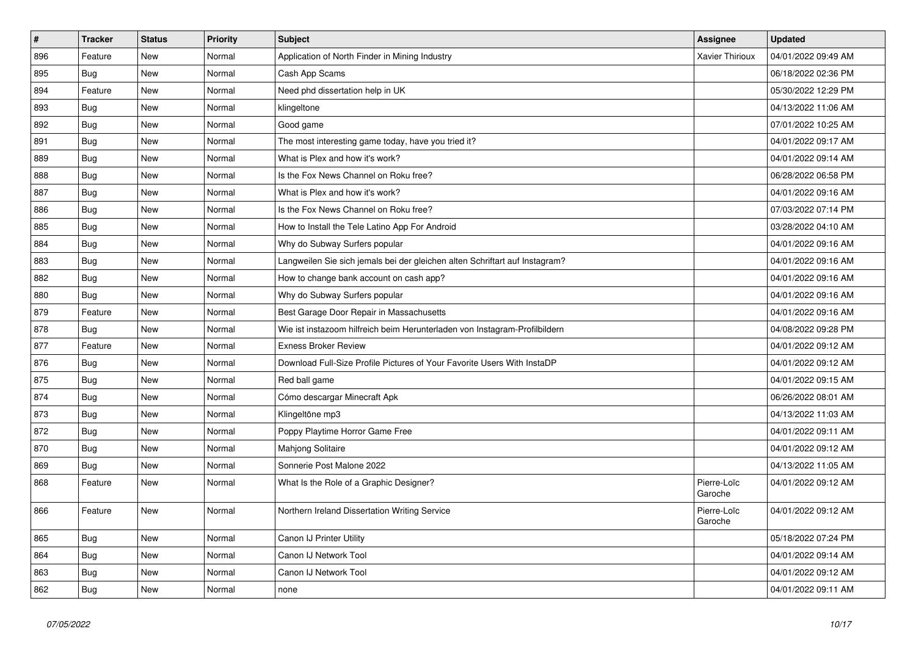| # | Tracker | Status | Priority | Subject | Assignee | Updated |
| --- | --- | --- | --- | --- | --- | --- |
| 896 | Feature | New | Normal | Application of North Finder in Mining Industry | Xavier Thirioux | 04/01/2022 09:49 AM |
| 895 | Bug | New | Normal | Cash App Scams | | 06/18/2022 02:36 PM |
| 894 | Feature | New | Normal | Need phd dissertation help in UK | | 05/30/2022 12:29 PM |
| 893 | Bug | New | Normal | klingeltone | | 04/13/2022 11:06 AM |
| 892 | Bug | New | Normal | Good game | | 07/01/2022 10:25 AM |
| 891 | Bug | New | Normal | The most interesting game today, have you tried it? | | 04/01/2022 09:17 AM |
| 889 | Bug | New | Normal | What is Plex and how it's work? | | 04/01/2022 09:14 AM |
| 888 | Bug | New | Normal | Is the Fox News Channel on Roku free? | | 06/28/2022 06:58 PM |
| 887 | Bug | New | Normal | What is Plex and how it's work? | | 04/01/2022 09:16 AM |
| 886 | Bug | New | Normal | Is the Fox News Channel on Roku free? | | 07/03/2022 07:14 PM |
| 885 | Bug | New | Normal | How to Install the Tele Latino App For Android | | 03/28/2022 04:10 AM |
| 884 | Bug | New | Normal | Why do Subway Surfers popular | | 04/01/2022 09:16 AM |
| 883 | Bug | New | Normal | Langweilen Sie sich jemals bei der gleichen alten Schriftart auf Instagram? | | 04/01/2022 09:16 AM |
| 882 | Bug | New | Normal | How to change bank account on cash app? | | 04/01/2022 09:16 AM |
| 880 | Bug | New | Normal | Why do Subway Surfers popular | | 04/01/2022 09:16 AM |
| 879 | Feature | New | Normal | Best Garage Door Repair in Massachusetts | | 04/01/2022 09:16 AM |
| 878 | Bug | New | Normal | Wie ist instazoom hilfreich beim Herunterladen von Instagram-Profilbildern | | 04/08/2022 09:28 PM |
| 877 | Feature | New | Normal | Exness Broker Review | | 04/01/2022 09:12 AM |
| 876 | Bug | New | Normal | Download Full-Size Profile Pictures of Your Favorite Users With InstaDP | | 04/01/2022 09:12 AM |
| 875 | Bug | New | Normal | Red ball game | | 04/01/2022 09:15 AM |
| 874 | Bug | New | Normal | Cómo descargar Minecraft Apk | | 06/26/2022 08:01 AM |
| 873 | Bug | New | Normal | Klingeltöne mp3 | | 04/13/2022 11:03 AM |
| 872 | Bug | New | Normal | Poppy Playtime Horror Game Free | | 04/01/2022 09:11 AM |
| 870 | Bug | New | Normal | Mahjong Solitaire | | 04/01/2022 09:12 AM |
| 869 | Bug | New | Normal | Sonnerie Post Malone 2022 | | 04/13/2022 11:05 AM |
| 868 | Feature | New | Normal | What Is the Role of a Graphic Designer? | Pierre-Loïc Garoche | 04/01/2022 09:12 AM |
| 866 | Feature | New | Normal | Northern Ireland Dissertation Writing Service | Pierre-Loïc Garoche | 04/01/2022 09:12 AM |
| 865 | Bug | New | Normal | Canon IJ Printer Utility | | 05/18/2022 07:24 PM |
| 864 | Bug | New | Normal | Canon IJ Network Tool | | 04/01/2022 09:14 AM |
| 863 | Bug | New | Normal | Canon IJ Network Tool | | 04/01/2022 09:12 AM |
| 862 | Bug | New | Normal | none | | 04/01/2022 09:11 AM |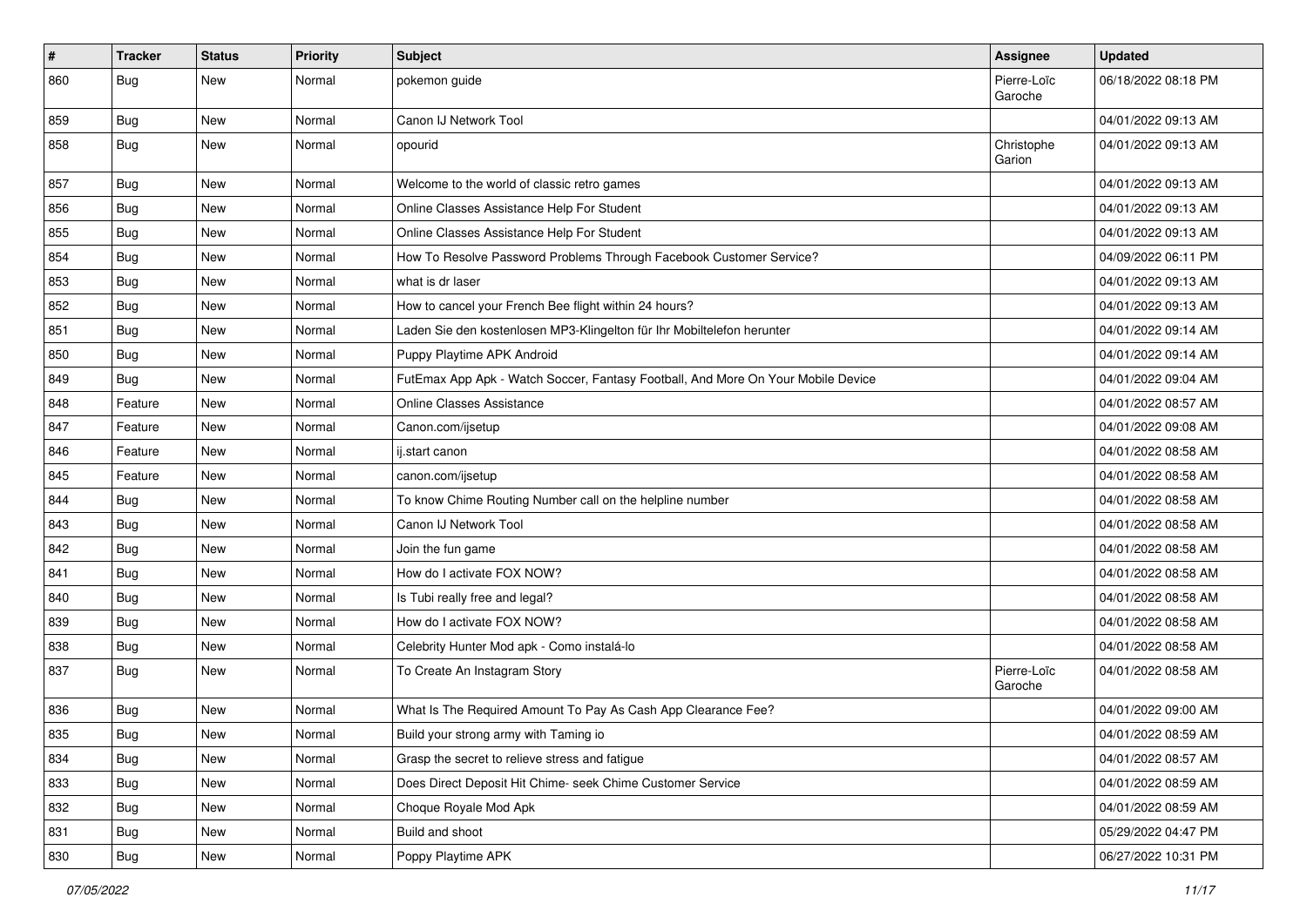| # | Tracker | Status | Priority | Subject | Assignee | Updated |
|---|---|---|---|---|---|---|
| 860 | Bug | New | Normal | pokemon guide | Pierre-Loïc Garoche | 06/18/2022 08:18 PM |
| 859 | Bug | New | Normal | Canon IJ Network Tool | | 04/01/2022 09:13 AM |
| 858 | Bug | New | Normal | opourid | Christophe Garion | 04/01/2022 09:13 AM |
| 857 | Bug | New | Normal | Welcome to the world of classic retro games | | 04/01/2022 09:13 AM |
| 856 | Bug | New | Normal | Online Classes Assistance Help For Student | | 04/01/2022 09:13 AM |
| 855 | Bug | New | Normal | Online Classes Assistance Help For Student | | 04/01/2022 09:13 AM |
| 854 | Bug | New | Normal | How To Resolve Password Problems Through Facebook Customer Service? | | 04/09/2022 06:11 PM |
| 853 | Bug | New | Normal | what is dr laser | | 04/01/2022 09:13 AM |
| 852 | Bug | New | Normal | How to cancel your French Bee flight within 24 hours? | | 04/01/2022 09:13 AM |
| 851 | Bug | New | Normal | Laden Sie den kostenlosen MP3-Klingelton für Ihr Mobiltelefon herunter | | 04/01/2022 09:14 AM |
| 850 | Bug | New | Normal | Puppy Playtime APK Android | | 04/01/2022 09:14 AM |
| 849 | Bug | New | Normal | FutEmax App Apk - Watch Soccer, Fantasy Football, And More On Your Mobile Device | | 04/01/2022 09:04 AM |
| 848 | Feature | New | Normal | Online Classes Assistance | | 04/01/2022 08:57 AM |
| 847 | Feature | New | Normal | Canon.com/ijsetup | | 04/01/2022 09:08 AM |
| 846 | Feature | New | Normal | ij.start canon | | 04/01/2022 08:58 AM |
| 845 | Feature | New | Normal | canon.com/ijsetup | | 04/01/2022 08:58 AM |
| 844 | Bug | New | Normal | To know Chime Routing Number call on the helpline number | | 04/01/2022 08:58 AM |
| 843 | Bug | New | Normal | Canon IJ Network Tool | | 04/01/2022 08:58 AM |
| 842 | Bug | New | Normal | Join the fun game | | 04/01/2022 08:58 AM |
| 841 | Bug | New | Normal | How do I activate FOX NOW? | | 04/01/2022 08:58 AM |
| 840 | Bug | New | Normal | Is Tubi really free and legal? | | 04/01/2022 08:58 AM |
| 839 | Bug | New | Normal | How do I activate FOX NOW? | | 04/01/2022 08:58 AM |
| 838 | Bug | New | Normal | Celebrity Hunter Mod apk - Como instalá-lo | | 04/01/2022 08:58 AM |
| 837 | Bug | New | Normal | To Create An Instagram Story | Pierre-Loïc Garoche | 04/01/2022 08:58 AM |
| 836 | Bug | New | Normal | What Is The Required Amount To Pay As Cash App Clearance Fee? | | 04/01/2022 09:00 AM |
| 835 | Bug | New | Normal | Build your strong army with Taming io | | 04/01/2022 08:59 AM |
| 834 | Bug | New | Normal | Grasp the secret to relieve stress and fatigue | | 04/01/2022 08:57 AM |
| 833 | Bug | New | Normal | Does Direct Deposit Hit Chime- seek Chime Customer Service | | 04/01/2022 08:59 AM |
| 832 | Bug | New | Normal | Choque Royale Mod Apk | | 04/01/2022 08:59 AM |
| 831 | Bug | New | Normal | Build and shoot | | 05/29/2022 04:47 PM |
| 830 | Bug | New | Normal | Poppy Playtime APK | | 06/27/2022 10:31 PM |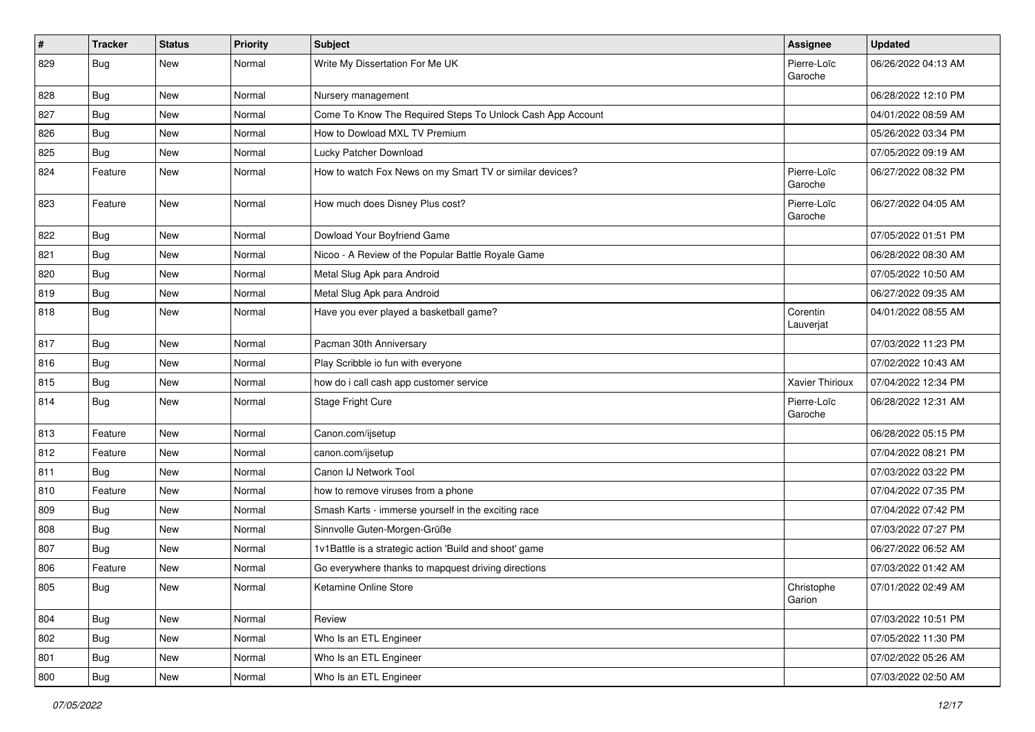| # | Tracker | Status | Priority | Subject | Assignee | Updated |
|---|---|---|---|---|---|---|
| 829 | Bug | New | Normal | Write My Dissertation For Me UK | Pierre-Loïc Garoche | 06/26/2022 04:13 AM |
| 828 | Bug | New | Normal | Nursery management | | 06/28/2022 12:10 PM |
| 827 | Bug | New | Normal | Come To Know The Required Steps To Unlock Cash App Account | | 04/01/2022 08:59 AM |
| 826 | Bug | New | Normal | How to Dowload MXL TV Premium | | 05/26/2022 03:34 PM |
| 825 | Bug | New | Normal | Lucky Patcher Download | | 07/05/2022 09:19 AM |
| 824 | Feature | New | Normal | How to watch Fox News on my Smart TV or similar devices? | Pierre-Loïc Garoche | 06/27/2022 08:32 PM |
| 823 | Feature | New | Normal | How much does Disney Plus cost? | Pierre-Loïc Garoche | 06/27/2022 04:05 AM |
| 822 | Bug | New | Normal | Dowload Your Boyfriend Game | | 07/05/2022 01:51 PM |
| 821 | Bug | New | Normal | Nicoo - A Review of the Popular Battle Royale Game | | 06/28/2022 08:30 AM |
| 820 | Bug | New | Normal | Metal Slug Apk para Android | | 07/05/2022 10:50 AM |
| 819 | Bug | New | Normal | Metal Slug Apk para Android | | 06/27/2022 09:35 AM |
| 818 | Bug | New | Normal | Have you ever played a basketball game? | Corentin Lauverjat | 04/01/2022 08:55 AM |
| 817 | Bug | New | Normal | Pacman 30th Anniversary | | 07/03/2022 11:23 PM |
| 816 | Bug | New | Normal | Play Scribble io fun with everyone | | 07/02/2022 10:43 AM |
| 815 | Bug | New | Normal | how do i call cash app customer service | Xavier Thirioux | 07/04/2022 12:34 PM |
| 814 | Bug | New | Normal | Stage Fright Cure | Pierre-Loïc Garoche | 06/28/2022 12:31 AM |
| 813 | Feature | New | Normal | Canon.com/ijsetup | | 06/28/2022 05:15 PM |
| 812 | Feature | New | Normal | canon.com/ijsetup | | 07/04/2022 08:21 PM |
| 811 | Bug | New | Normal | Canon IJ Network Tool | | 07/03/2022 03:22 PM |
| 810 | Feature | New | Normal | how to remove viruses from a phone | | 07/04/2022 07:35 PM |
| 809 | Bug | New | Normal | Smash Karts - immerse yourself in the exciting race | | 07/04/2022 07:42 PM |
| 808 | Bug | New | Normal | Sinnvolle Guten-Morgen-Grüße | | 07/03/2022 07:27 PM |
| 807 | Bug | New | Normal | 1v1Battle is a strategic action 'Build and shoot' game | | 06/27/2022 06:52 AM |
| 806 | Feature | New | Normal | Go everywhere thanks to mapquest driving directions | | 07/03/2022 01:42 AM |
| 805 | Bug | New | Normal | Ketamine Online Store | Christophe Garion | 07/01/2022 02:49 AM |
| 804 | Bug | New | Normal | Review | | 07/03/2022 10:51 PM |
| 802 | Bug | New | Normal | Who Is an ETL Engineer | | 07/05/2022 11:30 PM |
| 801 | Bug | New | Normal | Who Is an ETL Engineer | | 07/02/2022 05:26 AM |
| 800 | Bug | New | Normal | Who Is an ETL Engineer | | 07/03/2022 02:50 AM |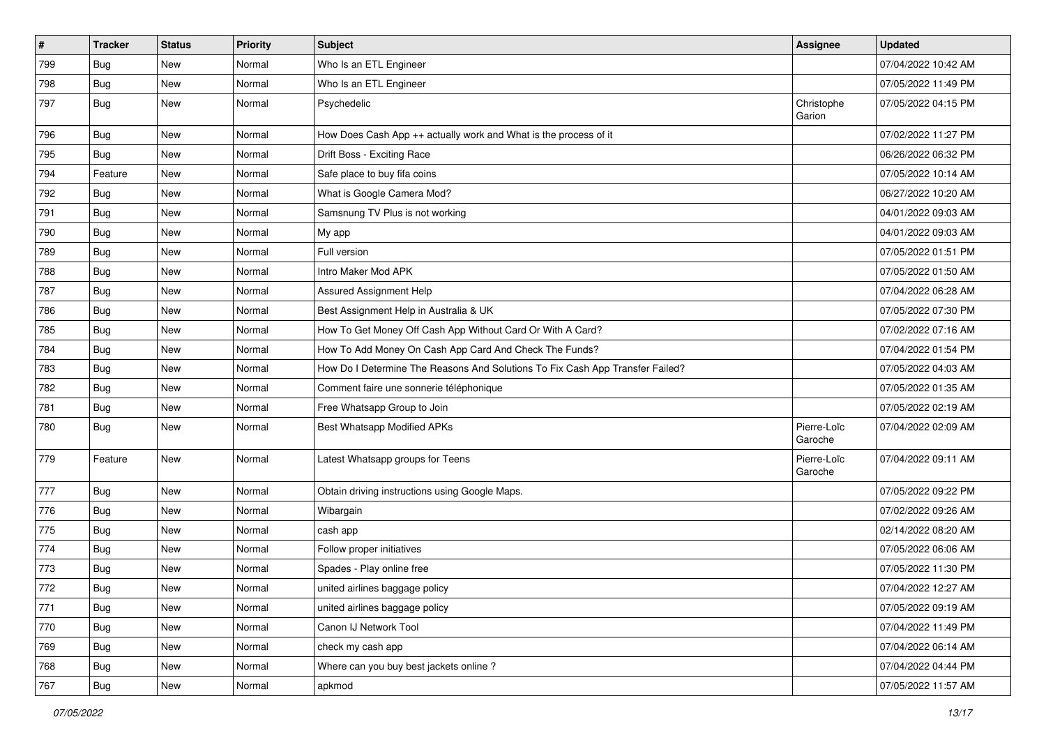| # | Tracker | Status | Priority | Subject | Assignee | Updated |
| --- | --- | --- | --- | --- | --- | --- |
| 799 | Bug | New | Normal | Who Is an ETL Engineer | | 07/04/2022 10:42 AM |
| 798 | Bug | New | Normal | Who Is an ETL Engineer | | 07/05/2022 11:49 PM |
| 797 | Bug | New | Normal | Psychedelic | Christophe Garion | 07/05/2022 04:15 PM |
| 796 | Bug | New | Normal | How Does Cash App ++ actually work and What is the process of it | | 07/02/2022 11:27 PM |
| 795 | Bug | New | Normal | Drift Boss - Exciting Race | | 06/26/2022 06:32 PM |
| 794 | Feature | New | Normal | Safe place to buy fifa coins | | 07/05/2022 10:14 AM |
| 792 | Bug | New | Normal | What is Google Camera Mod? | | 06/27/2022 10:20 AM |
| 791 | Bug | New | Normal | Samsnung TV Plus is not working | | 04/01/2022 09:03 AM |
| 790 | Bug | New | Normal | My app | | 04/01/2022 09:03 AM |
| 789 | Bug | New | Normal | Full version | | 07/05/2022 01:51 PM |
| 788 | Bug | New | Normal | Intro Maker Mod APK | | 07/05/2022 01:50 AM |
| 787 | Bug | New | Normal | Assured Assignment Help | | 07/04/2022 06:28 AM |
| 786 | Bug | New | Normal | Best Assignment Help in Australia & UK | | 07/05/2022 07:30 PM |
| 785 | Bug | New | Normal | How To Get Money Off Cash App Without Card Or With A Card? | | 07/02/2022 07:16 AM |
| 784 | Bug | New | Normal | How To Add Money On Cash App Card And Check The Funds? | | 07/04/2022 01:54 PM |
| 783 | Bug | New | Normal | How Do I Determine The Reasons And Solutions To Fix Cash App Transfer Failed? | | 07/05/2022 04:03 AM |
| 782 | Bug | New | Normal | Comment faire une sonnerie téléphonique | | 07/05/2022 01:35 AM |
| 781 | Bug | New | Normal | Free Whatsapp Group to Join | | 07/05/2022 02:19 AM |
| 780 | Bug | New | Normal | Best Whatsapp Modified APKs | Pierre-Loïc Garoche | 07/04/2022 02:09 AM |
| 779 | Feature | New | Normal | Latest Whatsapp groups for Teens | Pierre-Loïc Garoche | 07/04/2022 09:11 AM |
| 777 | Bug | New | Normal | Obtain driving instructions using Google Maps. | | 07/05/2022 09:22 PM |
| 776 | Bug | New | Normal | Wibargain | | 07/02/2022 09:26 AM |
| 775 | Bug | New | Normal | cash app | | 02/14/2022 08:20 AM |
| 774 | Bug | New | Normal | Follow proper initiatives | | 07/05/2022 06:06 AM |
| 773 | Bug | New | Normal | Spades - Play online free | | 07/05/2022 11:30 PM |
| 772 | Bug | New | Normal | united airlines baggage policy | | 07/04/2022 12:27 AM |
| 771 | Bug | New | Normal | united airlines baggage policy | | 07/05/2022 09:19 AM |
| 770 | Bug | New | Normal | Canon IJ Network Tool | | 07/04/2022 11:49 PM |
| 769 | Bug | New | Normal | check my cash app | | 07/04/2022 06:14 AM |
| 768 | Bug | New | Normal | Where can you buy best jackets online ? | | 07/04/2022 04:44 PM |
| 767 | Bug | New | Normal | apkmod | | 07/05/2022 11:57 AM |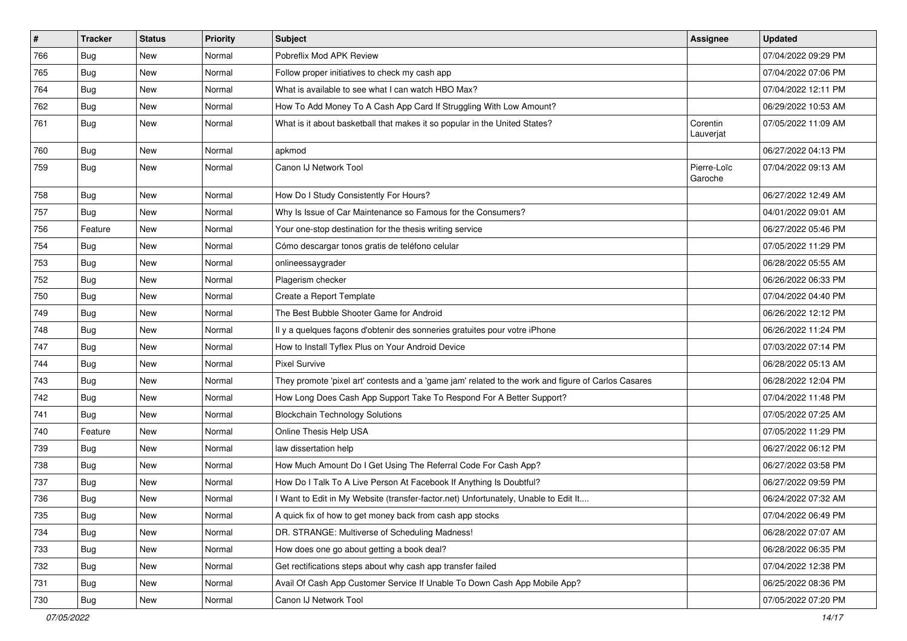| # | Tracker | Status | Priority | Subject | Assignee | Updated |
|---|---|---|---|---|---|---|
| 766 | Bug | New | Normal | Pobreflix Mod APK Review | | 07/04/2022 09:29 PM |
| 765 | Bug | New | Normal | Follow proper initiatives to check my cash app | | 07/04/2022 07:06 PM |
| 764 | Bug | New | Normal | What is available to see what I can watch HBO Max? | | 07/04/2022 12:11 PM |
| 762 | Bug | New | Normal | How To Add Money To A Cash App Card If Struggling With Low Amount? | | 06/29/2022 10:53 AM |
| 761 | Bug | New | Normal | What is it about basketball that makes it so popular in the United States? | Corentin Lauverjat | 07/05/2022 11:09 AM |
| 760 | Bug | New | Normal | apkmod | | 06/27/2022 04:13 PM |
| 759 | Bug | New | Normal | Canon IJ Network Tool | Pierre-Loïc Garoche | 07/04/2022 09:13 AM |
| 758 | Bug | New | Normal | How Do I Study Consistently For Hours? | | 06/27/2022 12:49 AM |
| 757 | Bug | New | Normal | Why Is Issue of Car Maintenance so Famous for the Consumers? | | 04/01/2022 09:01 AM |
| 756 | Feature | New | Normal | Your one-stop destination for the thesis writing service | | 06/27/2022 05:46 PM |
| 754 | Bug | New | Normal | Cómo descargar tonos gratis de teléfono celular | | 07/05/2022 11:29 PM |
| 753 | Bug | New | Normal | onlineessaygrader | | 06/28/2022 05:55 AM |
| 752 | Bug | New | Normal | Plagerism checker | | 06/26/2022 06:33 PM |
| 750 | Bug | New | Normal | Create a Report Template | | 07/04/2022 04:40 PM |
| 749 | Bug | New | Normal | The Best Bubble Shooter Game for Android | | 06/26/2022 12:12 PM |
| 748 | Bug | New | Normal | Il y a quelques façons d'obtenir des sonneries gratuites pour votre iPhone | | 06/26/2022 11:24 PM |
| 747 | Bug | New | Normal | How to Install Tyflex Plus on Your Android Device | | 07/03/2022 07:14 PM |
| 744 | Bug | New | Normal | Pixel Survive | | 06/28/2022 05:13 AM |
| 743 | Bug | New | Normal | They promote 'pixel art' contests and a 'game jam' related to the work and figure of Carlos Casares | | 06/28/2022 12:04 PM |
| 742 | Bug | New | Normal | How Long Does Cash App Support Take To Respond For A Better Support? | | 07/04/2022 11:48 PM |
| 741 | Bug | New | Normal | Blockchain Technology Solutions | | 07/05/2022 07:25 AM |
| 740 | Feature | New | Normal | Online Thesis Help USA | | 07/05/2022 11:29 PM |
| 739 | Bug | New | Normal | law dissertation help | | 06/27/2022 06:12 PM |
| 738 | Bug | New | Normal | How Much Amount Do I Get Using The Referral Code For Cash App? | | 06/27/2022 03:58 PM |
| 737 | Bug | New | Normal | How Do I Talk To A Live Person At Facebook If Anything Is Doubtful? | | 06/27/2022 09:59 PM |
| 736 | Bug | New | Normal | I Want to Edit in My Website (transfer-factor.net) Unfortunately, Unable to Edit It.... | | 06/24/2022 07:32 AM |
| 735 | Bug | New | Normal | A quick fix of how to get money back from cash app stocks | | 07/04/2022 06:49 PM |
| 734 | Bug | New | Normal | DR. STRANGE: Multiverse of Scheduling Madness! | | 06/28/2022 07:07 AM |
| 733 | Bug | New | Normal | How does one go about getting a book deal? | | 06/28/2022 06:35 PM |
| 732 | Bug | New | Normal | Get rectifications steps about why cash app transfer failed | | 07/04/2022 12:38 PM |
| 731 | Bug | New | Normal | Avail Of Cash App Customer Service If Unable To Down Cash App Mobile App? | | 06/25/2022 08:36 PM |
| 730 | Bug | New | Normal | Canon IJ Network Tool | | 07/05/2022 07:20 PM |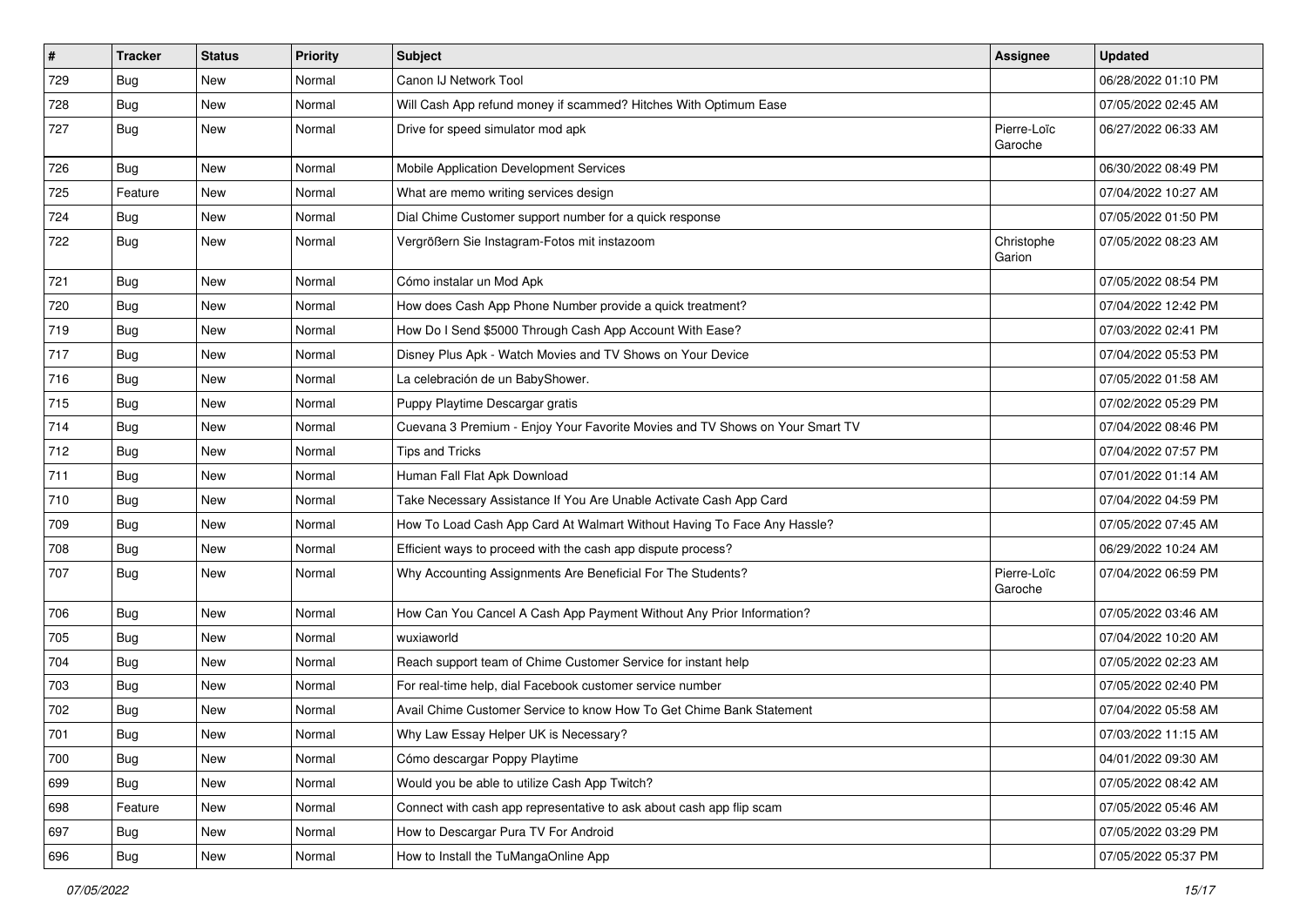| # | Tracker | Status | Priority | Subject | Assignee | Updated |
| --- | --- | --- | --- | --- | --- | --- |
| 729 | Bug | New | Normal | Canon IJ Network Tool | | 06/28/2022 01:10 PM |
| 728 | Bug | New | Normal | Will Cash App refund money if scammed? Hitches With Optimum Ease | | 07/05/2022 02:45 AM |
| 727 | Bug | New | Normal | Drive for speed simulator mod apk | Pierre-Loïc Garoche | 06/27/2022 06:33 AM |
| 726 | Bug | New | Normal | Mobile Application Development Services | | 06/30/2022 08:49 PM |
| 725 | Feature | New | Normal | What are memo writing services design | | 07/04/2022 10:27 AM |
| 724 | Bug | New | Normal | Dial Chime Customer support number for a quick response | | 07/05/2022 01:50 PM |
| 722 | Bug | New | Normal | Vergrößern Sie Instagram-Fotos mit instazoom | Christophe Garion | 07/05/2022 08:23 AM |
| 721 | Bug | New | Normal | Cómo instalar un Mod Apk | | 07/05/2022 08:54 PM |
| 720 | Bug | New | Normal | How does Cash App Phone Number provide a quick treatment? | | 07/04/2022 12:42 PM |
| 719 | Bug | New | Normal | How Do I Send $5000 Through Cash App Account With Ease? | | 07/03/2022 02:41 PM |
| 717 | Bug | New | Normal | Disney Plus Apk - Watch Movies and TV Shows on Your Device | | 07/04/2022 05:53 PM |
| 716 | Bug | New | Normal | La celebración de un BabyShower. | | 07/05/2022 01:58 AM |
| 715 | Bug | New | Normal | Puppy Playtime Descargar gratis | | 07/02/2022 05:29 PM |
| 714 | Bug | New | Normal | Cuevana 3 Premium - Enjoy Your Favorite Movies and TV Shows on Your Smart TV | | 07/04/2022 08:46 PM |
| 712 | Bug | New | Normal | Tips and Tricks | | 07/04/2022 07:57 PM |
| 711 | Bug | New | Normal | Human Fall Flat Apk Download | | 07/01/2022 01:14 AM |
| 710 | Bug | New | Normal | Take Necessary Assistance If You Are Unable Activate Cash App Card | | 07/04/2022 04:59 PM |
| 709 | Bug | New | Normal | How To Load Cash App Card At Walmart Without Having To Face Any Hassle? | | 07/05/2022 07:45 AM |
| 708 | Bug | New | Normal | Efficient ways to proceed with the cash app dispute process? | | 06/29/2022 10:24 AM |
| 707 | Bug | New | Normal | Why Accounting Assignments Are Beneficial For The Students? | Pierre-Loïc Garoche | 07/04/2022 06:59 PM |
| 706 | Bug | New | Normal | How Can You Cancel A Cash App Payment Without Any Prior Information? | | 07/05/2022 03:46 AM |
| 705 | Bug | New | Normal | wuxiaworld | | 07/04/2022 10:20 AM |
| 704 | Bug | New | Normal | Reach support team of Chime Customer Service for instant help | | 07/05/2022 02:23 AM |
| 703 | Bug | New | Normal | For real-time help, dial Facebook customer service number | | 07/05/2022 02:40 PM |
| 702 | Bug | New | Normal | Avail Chime Customer Service to know How To Get Chime Bank Statement | | 07/04/2022 05:58 AM |
| 701 | Bug | New | Normal | Why Law Essay Helper UK is Necessary? | | 07/03/2022 11:15 AM |
| 700 | Bug | New | Normal | Cómo descargar Poppy Playtime | | 04/01/2022 09:30 AM |
| 699 | Bug | New | Normal | Would you be able to utilize Cash App Twitch? | | 07/05/2022 08:42 AM |
| 698 | Feature | New | Normal | Connect with cash app representative to ask about cash app flip scam | | 07/05/2022 05:46 AM |
| 697 | Bug | New | Normal | How to Descargar Pura TV For Android | | 07/05/2022 03:29 PM |
| 696 | Bug | New | Normal | How to Install the TuMangaOnline App | | 07/05/2022 05:37 PM |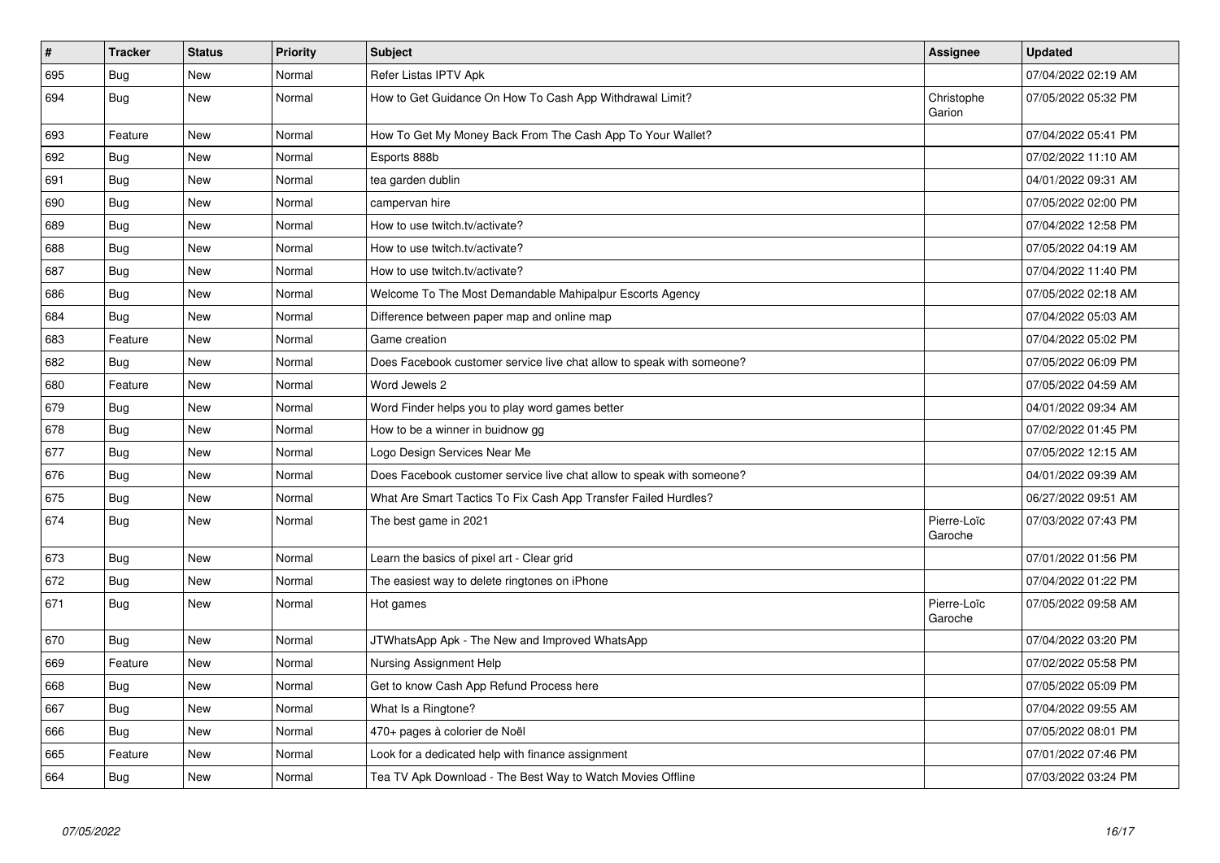| # | Tracker | Status | Priority | Subject | Assignee | Updated |
|---|---|---|---|---|---|---|
| 695 | Bug | New | Normal | Refer Listas IPTV Apk | | 07/04/2022 02:19 AM |
| 694 | Bug | New | Normal | How to Get Guidance On How To Cash App Withdrawal Limit? | Christophe Garion | 07/05/2022 05:32 PM |
| 693 | Feature | New | Normal | How To Get My Money Back From The Cash App To Your Wallet? | | 07/04/2022 05:41 PM |
| 692 | Bug | New | Normal | Esports 888b | | 07/02/2022 11:10 AM |
| 691 | Bug | New | Normal | tea garden dublin | | 04/01/2022 09:31 AM |
| 690 | Bug | New | Normal | campervan hire | | 07/05/2022 02:00 PM |
| 689 | Bug | New | Normal | How to use twitch.tv/activate? | | 07/04/2022 12:58 PM |
| 688 | Bug | New | Normal | How to use twitch.tv/activate? | | 07/05/2022 04:19 AM |
| 687 | Bug | New | Normal | How to use twitch.tv/activate? | | 07/04/2022 11:40 PM |
| 686 | Bug | New | Normal | Welcome To The Most Demandable Mahipalpur Escorts Agency | | 07/05/2022 02:18 AM |
| 684 | Bug | New | Normal | Difference between paper map and online map | | 07/04/2022 05:03 AM |
| 683 | Feature | New | Normal | Game creation | | 07/04/2022 05:02 PM |
| 682 | Bug | New | Normal | Does Facebook customer service live chat allow to speak with someone? | | 07/05/2022 06:09 PM |
| 680 | Feature | New | Normal | Word Jewels 2 | | 07/05/2022 04:59 AM |
| 679 | Bug | New | Normal | Word Finder helps you to play word games better | | 04/01/2022 09:34 AM |
| 678 | Bug | New | Normal | How to be a winner in buidnow gg | | 07/02/2022 01:45 PM |
| 677 | Bug | New | Normal | Logo Design Services Near Me | | 07/05/2022 12:15 AM |
| 676 | Bug | New | Normal | Does Facebook customer service live chat allow to speak with someone? | | 04/01/2022 09:39 AM |
| 675 | Bug | New | Normal | What Are Smart Tactics To Fix Cash App Transfer Failed Hurdles? | | 06/27/2022 09:51 AM |
| 674 | Bug | New | Normal | The best game in 2021 | Pierre-Loïc Garoche | 07/03/2022 07:43 PM |
| 673 | Bug | New | Normal | Learn the basics of pixel art - Clear grid | | 07/01/2022 01:56 PM |
| 672 | Bug | New | Normal | The easiest way to delete ringtones on iPhone | | 07/04/2022 01:22 PM |
| 671 | Bug | New | Normal | Hot games | Pierre-Loïc Garoche | 07/05/2022 09:58 AM |
| 670 | Bug | New | Normal | JTWhatsApp Apk - The New and Improved WhatsApp | | 07/04/2022 03:20 PM |
| 669 | Feature | New | Normal | Nursing Assignment Help | | 07/02/2022 05:58 PM |
| 668 | Bug | New | Normal | Get to know Cash App Refund Process here | | 07/05/2022 05:09 PM |
| 667 | Bug | New | Normal | What Is a Ringtone? | | 07/04/2022 09:55 AM |
| 666 | Bug | New | Normal | 470+ pages à colorier de Noël | | 07/05/2022 08:01 PM |
| 665 | Feature | New | Normal | Look for a dedicated help with finance assignment | | 07/01/2022 07:46 PM |
| 664 | Bug | New | Normal | Tea TV Apk Download - The Best Way to Watch Movies Offline | | 07/03/2022 03:24 PM |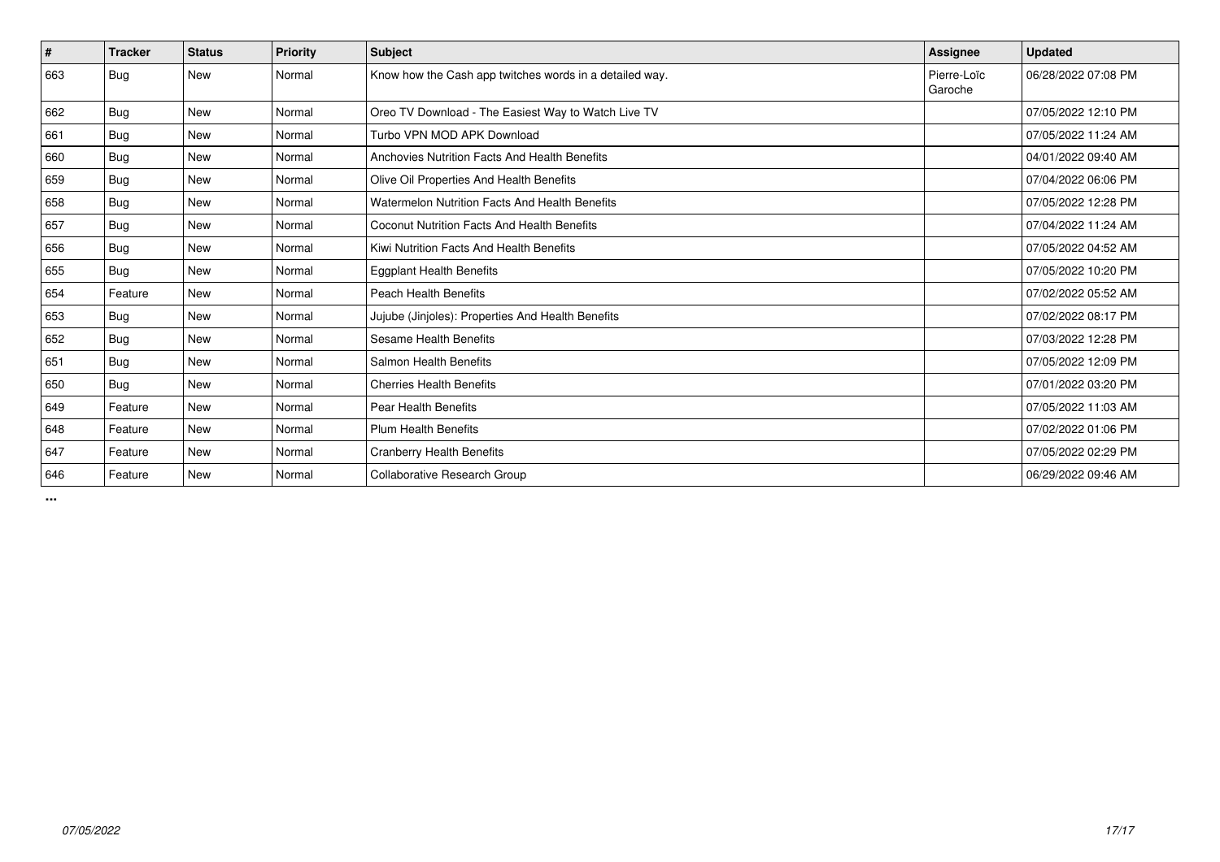| # | Tracker | Status | Priority | Subject | Assignee | Updated |
|---|---|---|---|---|---|---|
| 663 | Bug | New | Normal | Know how the Cash app twitches words in a detailed way. | Pierre-Loïc Garoche | 06/28/2022 07:08 PM |
| 662 | Bug | New | Normal | Oreo TV Download - The Easiest Way to Watch Live TV | | 07/05/2022 12:10 PM |
| 661 | Bug | New | Normal | Turbo VPN MOD APK Download | | 07/05/2022 11:24 AM |
| 660 | Bug | New | Normal | Anchovies Nutrition Facts And Health Benefits | | 04/01/2022 09:40 AM |
| 659 | Bug | New | Normal | Olive Oil Properties And Health Benefits | | 07/04/2022 06:06 PM |
| 658 | Bug | New | Normal | Watermelon Nutrition Facts And Health Benefits | | 07/05/2022 12:28 PM |
| 657 | Bug | New | Normal | Coconut Nutrition Facts And Health Benefits | | 07/04/2022 11:24 AM |
| 656 | Bug | New | Normal | Kiwi Nutrition Facts And Health Benefits | | 07/05/2022 04:52 AM |
| 655 | Bug | New | Normal | Eggplant Health Benefits | | 07/05/2022 10:20 PM |
| 654 | Feature | New | Normal | Peach Health Benefits | | 07/02/2022 05:52 AM |
| 653 | Bug | New | Normal | Jujube (Jinjoles): Properties And Health Benefits | | 07/02/2022 08:17 PM |
| 652 | Bug | New | Normal | Sesame Health Benefits | | 07/03/2022 12:28 PM |
| 651 | Bug | New | Normal | Salmon Health Benefits | | 07/05/2022 12:09 PM |
| 650 | Bug | New | Normal | Cherries Health Benefits | | 07/01/2022 03:20 PM |
| 649 | Feature | New | Normal | Pear Health Benefits | | 07/05/2022 11:03 AM |
| 648 | Feature | New | Normal | Plum Health Benefits | | 07/02/2022 01:06 PM |
| 647 | Feature | New | Normal | Cranberry Health Benefits | | 07/05/2022 02:29 PM |
| 646 | Feature | New | Normal | Collaborative Research Group | | 06/29/2022 09:46 AM |

...